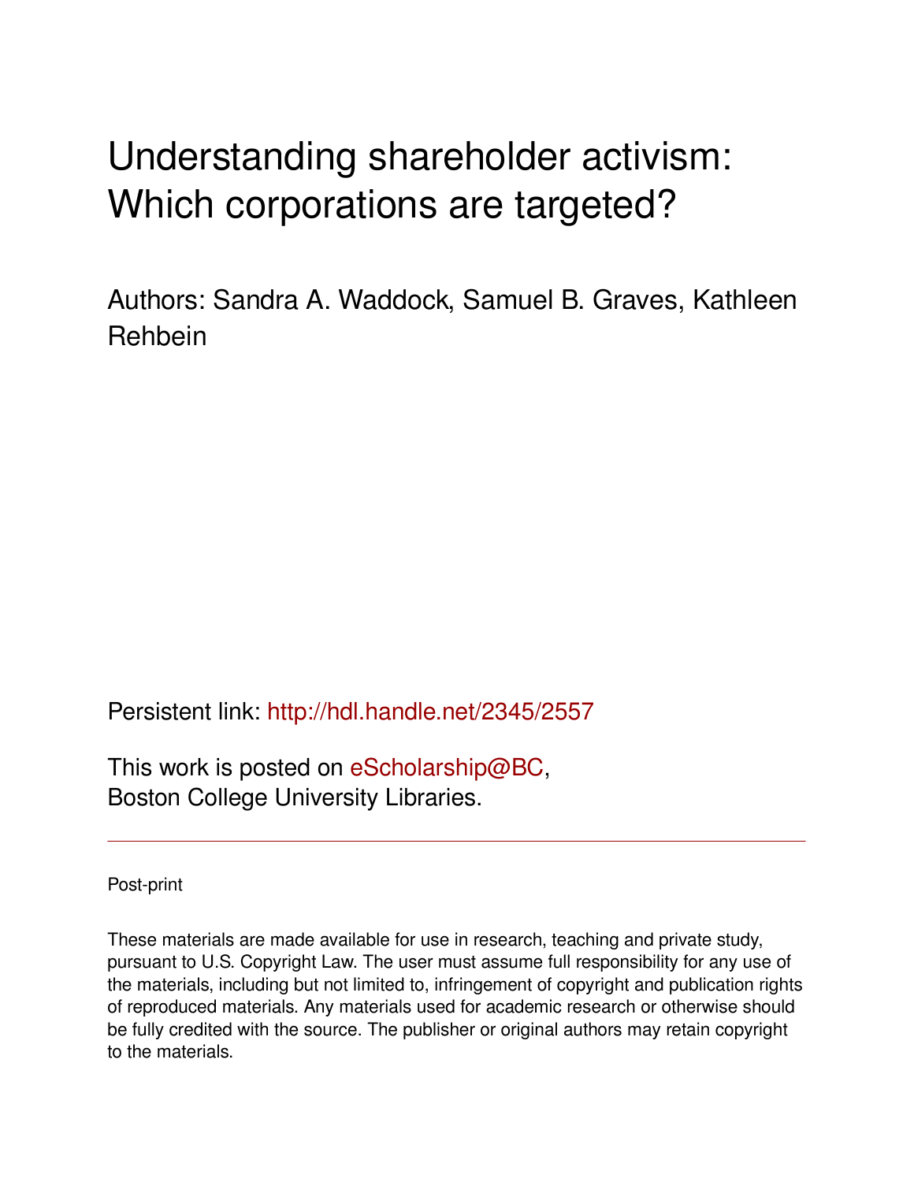# Understanding shareholder activism: Which corporations are targeted?

Authors: Sandra A. Waddock, Samuel B. Graves, Kathleen Rehbein

Persistent link: http://hdl.handle.net/2345/2557

This work is posted on eScholarship@BC, Boston College University Libraries.

---

Post-print

These materials are made available for use in research, teaching and private study, pursuant to U.S. Copyright Law. The user must assume full responsibility for any use of the materials, including but not limited to, infringement of copyright and publication rights of reproduced materials. Any materials used for academic research or otherwise should be fully credited with the source. The publisher or original authors may retain copyright to the materials.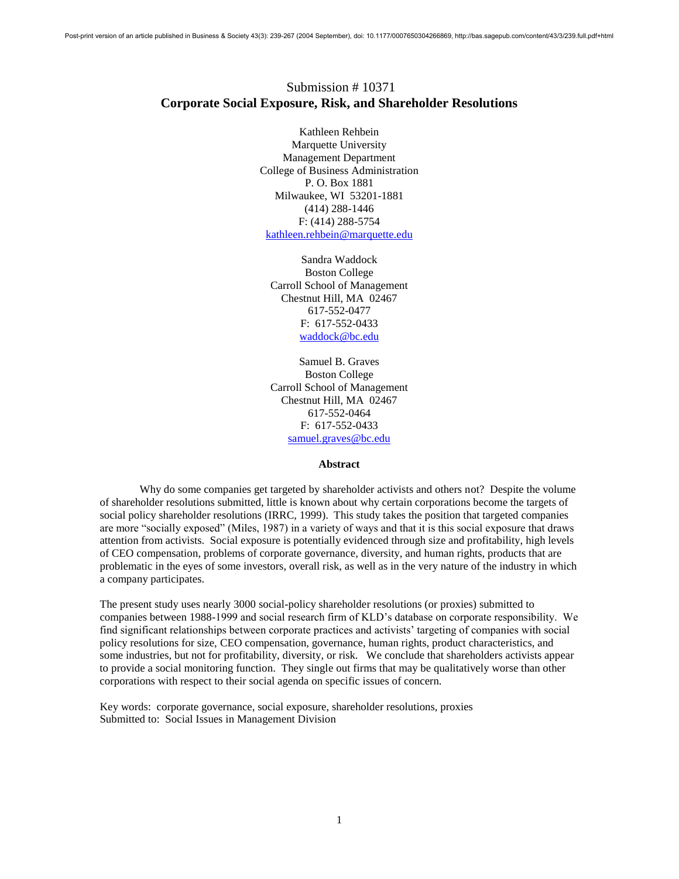Post-print version of an article published in Business & Society 43(3): 239-267 (2004 September), doi: 10.1177/0007650304266869, http://bas.sagepub.com/content/43/3/239.full.pdf+html

Submission # 10371

# Corporate Social Exposure, Risk, and Shareholder Resolutions

Kathleen Rehbein
Marquette University
Management Department
College of Business Administration
P. O. Box 1881
Milwaukee, WI 53201-1881
(414) 288-1446
F: (414) 288-5754
kathleen.rehbein@marquette.edu

Sandra Waddock
Boston College
Carroll School of Management
Chestnut Hill, MA 02467
617-552-0477
F: 617-552-0433
waddock@bc.edu

Samuel B. Graves
Boston College
Carroll School of Management
Chestnut Hill, MA 02467
617-552-0464
F: 617-552-0433
samuel.graves@bc.edu

## Abstract

Why do some companies get targeted by shareholder activists and others not? Despite the volume of shareholder resolutions submitted, little is known about why certain corporations become the targets of social policy shareholder resolutions (IRRC, 1999). This study takes the position that targeted companies are more "socially exposed" (Miles, 1987) in a variety of ways and that it is this social exposure that draws attention from activists. Social exposure is potentially evidenced through size and profitability, high levels of CEO compensation, problems of corporate governance, diversity, and human rights, products that are problematic in the eyes of some investors, overall risk, as well as in the very nature of the industry in which a company participates.

The present study uses nearly 3000 social-policy shareholder resolutions (or proxies) submitted to companies between 1988-1999 and social research firm of KLD's database on corporate responsibility. We find significant relationships between corporate practices and activists' targeting of companies with social policy resolutions for size, CEO compensation, governance, human rights, product characteristics, and some industries, but not for profitability, diversity, or risk. We conclude that shareholders activists appear to provide a social monitoring function. They single out firms that may be qualitatively worse than other corporations with respect to their social agenda on specific issues of concern.

Key words: corporate governance, social exposure, shareholder resolutions, proxies
Submitted to: Social Issues in Management Division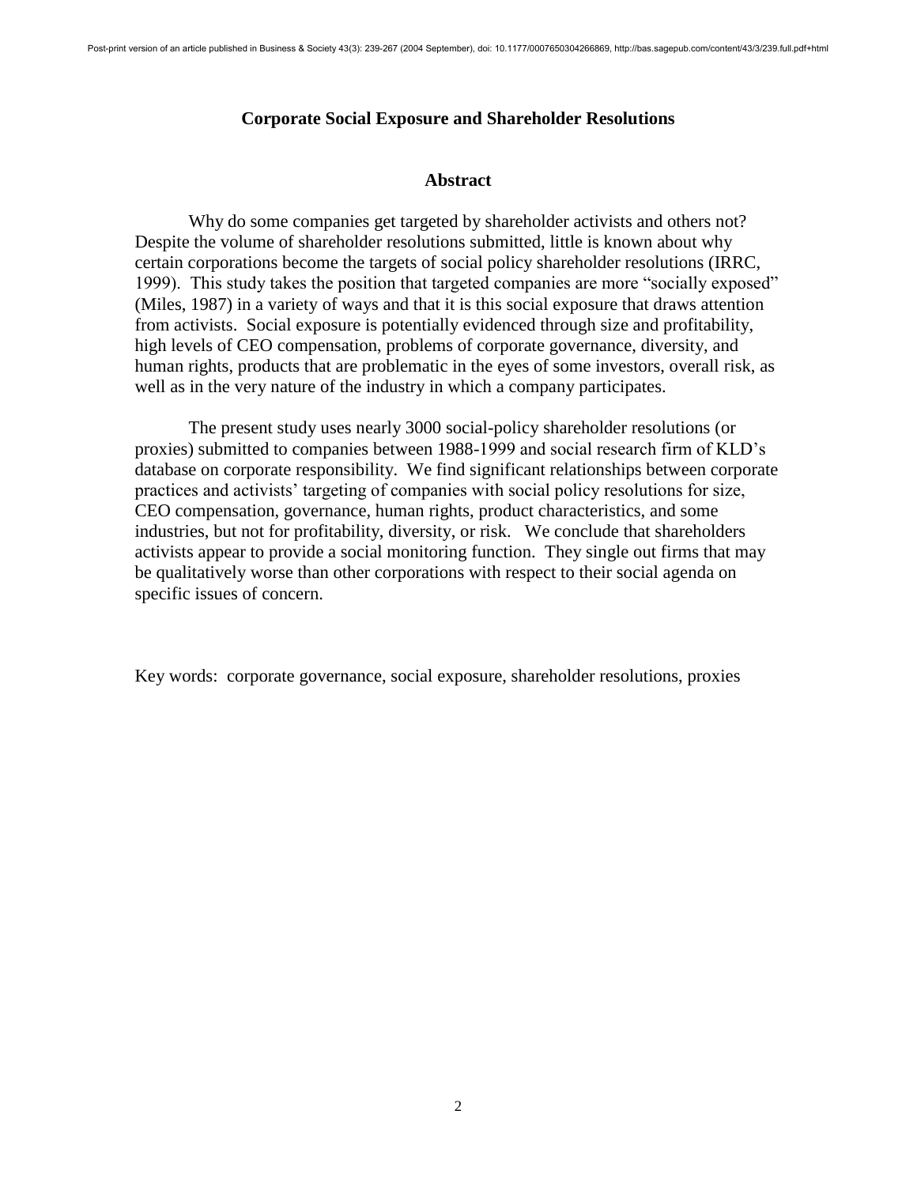**Corporate Social Exposure and Shareholder Resolutions**

**Abstract**

Why do some companies get targeted by shareholder activists and others not? Despite the volume of shareholder resolutions submitted, little is known about why certain corporations become the targets of social policy shareholder resolutions (IRRC, 1999). This study takes the position that targeted companies are more "socially exposed" (Miles, 1987) in a variety of ways and that it is this social exposure that draws attention from activists. Social exposure is potentially evidenced through size and profitability, high levels of CEO compensation, problems of corporate governance, diversity, and human rights, products that are problematic in the eyes of some investors, overall risk, as well as in the very nature of the industry in which a company participates.

The present study uses nearly 3000 social-policy shareholder resolutions (or proxies) submitted to companies between 1988-1999 and social research firm of KLD's database on corporate responsibility. We find significant relationships between corporate practices and activists' targeting of companies with social policy resolutions for size, CEO compensation, governance, human rights, product characteristics, and some industries, but not for profitability, diversity, or risk. We conclude that shareholders activists appear to provide a social monitoring function. They single out firms that may be qualitatively worse than other corporations with respect to their social agenda on specific issues of concern.

Key words: corporate governance, social exposure, shareholder resolutions, proxies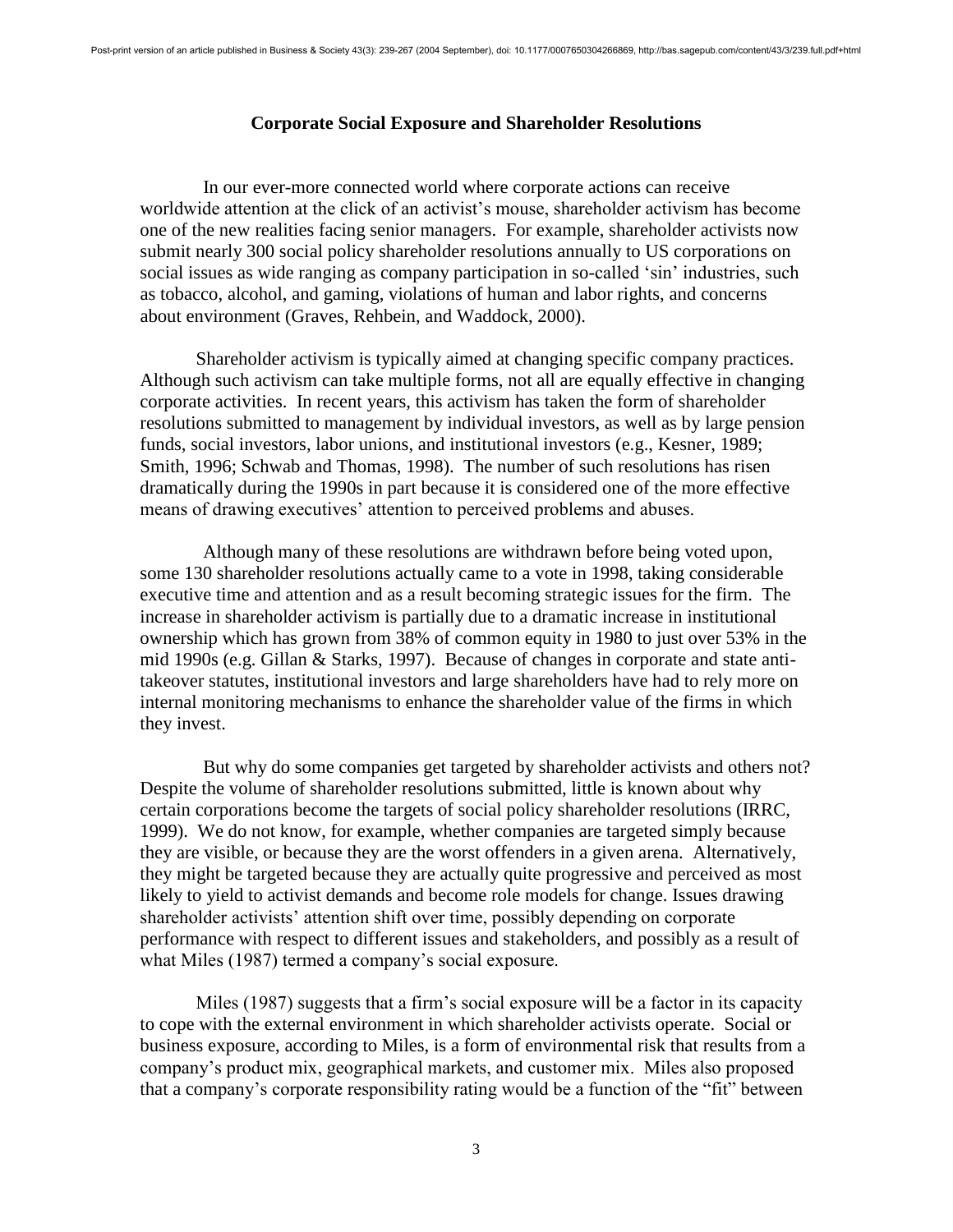## Corporate Social Exposure and Shareholder Resolutions

In our ever-more connected world where corporate actions can receive worldwide attention at the click of an activist's mouse, shareholder activism has become one of the new realities facing senior managers. For example, shareholder activists now submit nearly 300 social policy shareholder resolutions annually to US corporations on social issues as wide ranging as company participation in so-called 'sin' industries, such as tobacco, alcohol, and gaming, violations of human and labor rights, and concerns about environment (Graves, Rehbein, and Waddock, 2000).

Shareholder activism is typically aimed at changing specific company practices. Although such activism can take multiple forms, not all are equally effective in changing corporate activities. In recent years, this activism has taken the form of shareholder resolutions submitted to management by individual investors, as well as by large pension funds, social investors, labor unions, and institutional investors (e.g., Kesner, 1989; Smith, 1996; Schwab and Thomas, 1998). The number of such resolutions has risen dramatically during the 1990s in part because it is considered one of the more effective means of drawing executives' attention to perceived problems and abuses.

Although many of these resolutions are withdrawn before being voted upon, some 130 shareholder resolutions actually came to a vote in 1998, taking considerable executive time and attention and as a result becoming strategic issues for the firm. The increase in shareholder activism is partially due to a dramatic increase in institutional ownership which has grown from 38% of common equity in 1980 to just over 53% in the mid 1990s (e.g. Gillan & Starks, 1997). Because of changes in corporate and state anti-takeover statutes, institutional investors and large shareholders have had to rely more on internal monitoring mechanisms to enhance the shareholder value of the firms in which they invest.

But why do some companies get targeted by shareholder activists and others not? Despite the volume of shareholder resolutions submitted, little is known about why certain corporations become the targets of social policy shareholder resolutions (IRRC, 1999). We do not know, for example, whether companies are targeted simply because they are visible, or because they are the worst offenders in a given arena. Alternatively, they might be targeted because they are actually quite progressive and perceived as most likely to yield to activist demands and become role models for change. Issues drawing shareholder activists' attention shift over time, possibly depending on corporate performance with respect to different issues and stakeholders, and possibly as a result of what Miles (1987) termed a company's social exposure.

Miles (1987) suggests that a firm's social exposure will be a factor in its capacity to cope with the external environment in which shareholder activists operate. Social or business exposure, according to Miles, is a form of environmental risk that results from a company's product mix, geographical markets, and customer mix. Miles also proposed that a company's corporate responsibility rating would be a function of the "fit" between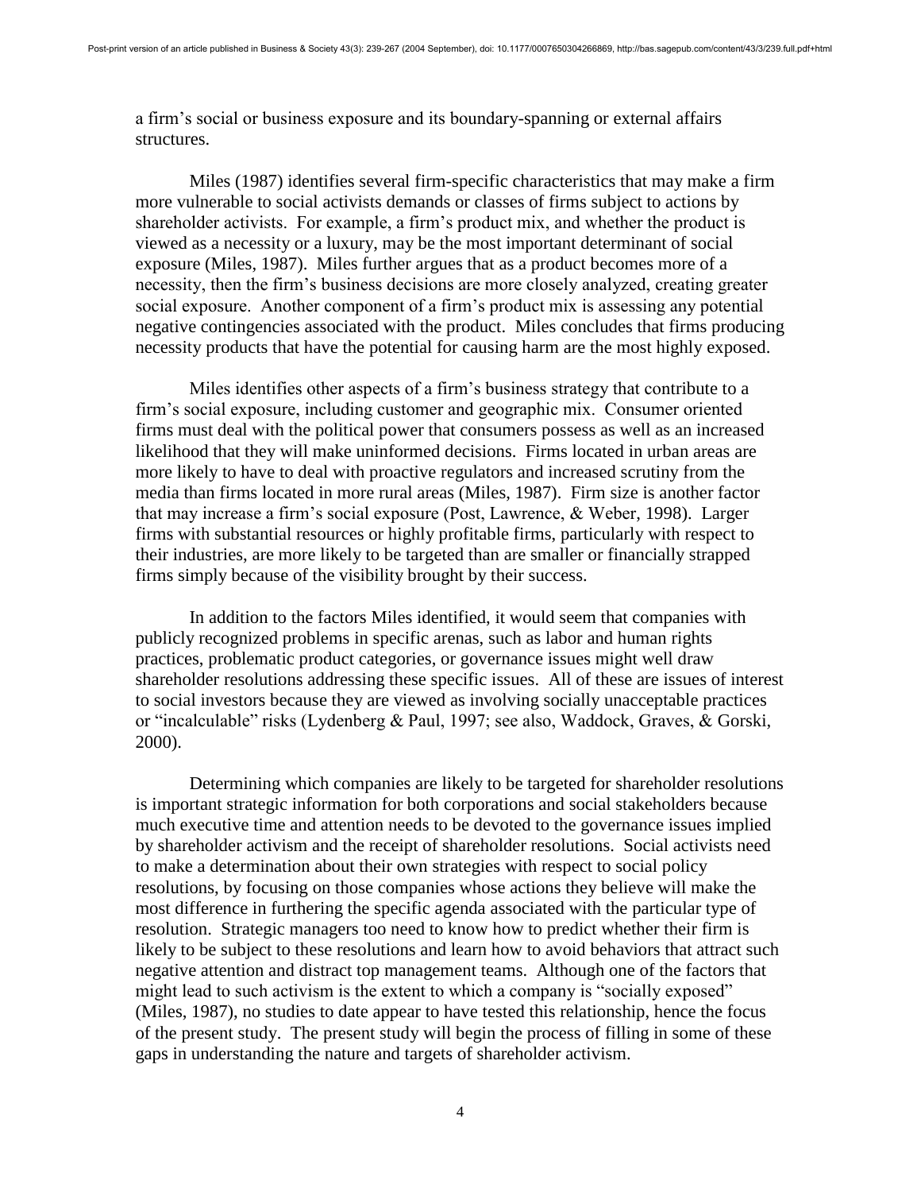a firm's social or business exposure and its boundary-spanning or external affairs structures.

Miles (1987) identifies several firm-specific characteristics that may make a firm more vulnerable to social activists demands or classes of firms subject to actions by shareholder activists. For example, a firm's product mix, and whether the product is viewed as a necessity or a luxury, may be the most important determinant of social exposure (Miles, 1987). Miles further argues that as a product becomes more of a necessity, then the firm's business decisions are more closely analyzed, creating greater social exposure. Another component of a firm's product mix is assessing any potential negative contingencies associated with the product. Miles concludes that firms producing necessity products that have the potential for causing harm are the most highly exposed.

Miles identifies other aspects of a firm's business strategy that contribute to a firm's social exposure, including customer and geographic mix. Consumer oriented firms must deal with the political power that consumers possess as well as an increased likelihood that they will make uninformed decisions. Firms located in urban areas are more likely to have to deal with proactive regulators and increased scrutiny from the media than firms located in more rural areas (Miles, 1987). Firm size is another factor that may increase a firm's social exposure (Post, Lawrence, & Weber, 1998). Larger firms with substantial resources or highly profitable firms, particularly with respect to their industries, are more likely to be targeted than are smaller or financially strapped firms simply because of the visibility brought by their success.

In addition to the factors Miles identified, it would seem that companies with publicly recognized problems in specific arenas, such as labor and human rights practices, problematic product categories, or governance issues might well draw shareholder resolutions addressing these specific issues. All of these are issues of interest to social investors because they are viewed as involving socially unacceptable practices or "incalculable" risks (Lydenberg & Paul, 1997; see also, Waddock, Graves, & Gorski, 2000).

Determining which companies are likely to be targeted for shareholder resolutions is important strategic information for both corporations and social stakeholders because much executive time and attention needs to be devoted to the governance issues implied by shareholder activism and the receipt of shareholder resolutions. Social activists need to make a determination about their own strategies with respect to social policy resolutions, by focusing on those companies whose actions they believe will make the most difference in furthering the specific agenda associated with the particular type of resolution. Strategic managers too need to know how to predict whether their firm is likely to be subject to these resolutions and learn how to avoid behaviors that attract such negative attention and distract top management teams. Although one of the factors that might lead to such activism is the extent to which a company is "socially exposed" (Miles, 1987), no studies to date appear to have tested this relationship, hence the focus of the present study. The present study will begin the process of filling in some of these gaps in understanding the nature and targets of shareholder activism.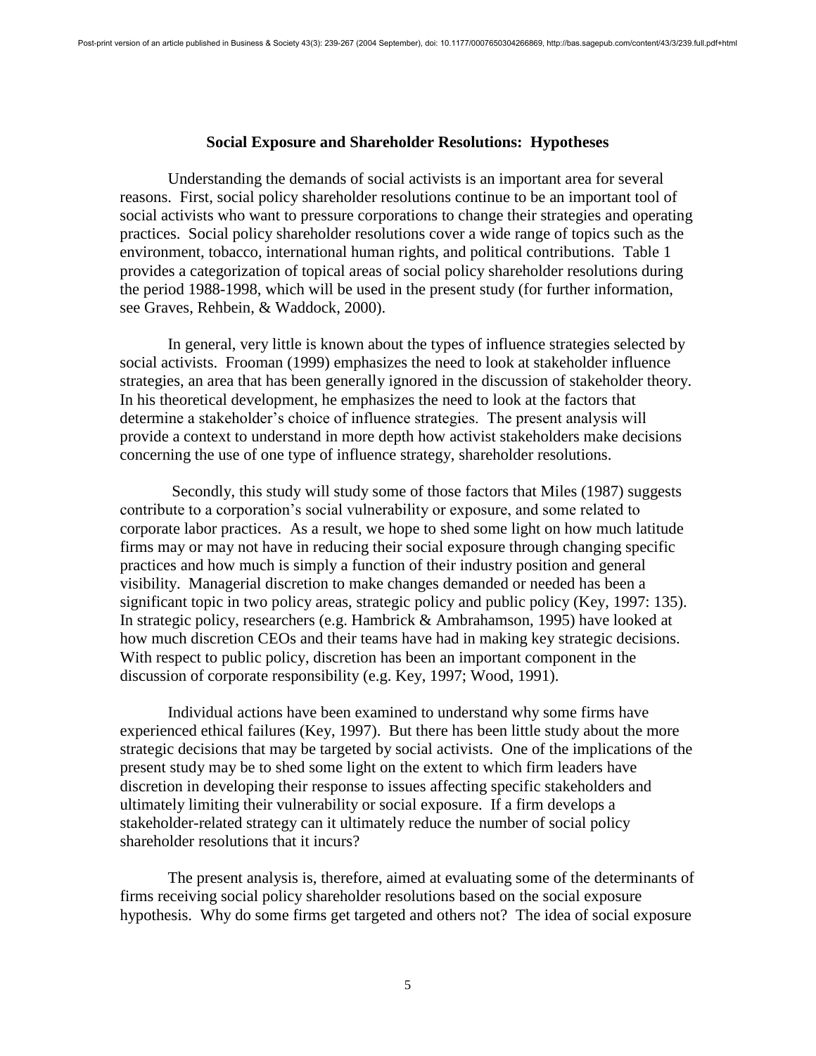### Social Exposure and Shareholder Resolutions: Hypotheses

Understanding the demands of social activists is an important area for several reasons. First, social policy shareholder resolutions continue to be an important tool of social activists who want to pressure corporations to change their strategies and operating practices. Social policy shareholder resolutions cover a wide range of topics such as the environment, tobacco, international human rights, and political contributions. Table 1 provides a categorization of topical areas of social policy shareholder resolutions during the period 1988-1998, which will be used in the present study (for further information, see Graves, Rehbein, & Waddock, 2000).

In general, very little is known about the types of influence strategies selected by social activists. Frooman (1999) emphasizes the need to look at stakeholder influence strategies, an area that has been generally ignored in the discussion of stakeholder theory. In his theoretical development, he emphasizes the need to look at the factors that determine a stakeholder's choice of influence strategies. The present analysis will provide a context to understand in more depth how activist stakeholders make decisions concerning the use of one type of influence strategy, shareholder resolutions.

Secondly, this study will study some of those factors that Miles (1987) suggests contribute to a corporation's social vulnerability or exposure, and some related to corporate labor practices. As a result, we hope to shed some light on how much latitude firms may or may not have in reducing their social exposure through changing specific practices and how much is simply a function of their industry position and general visibility. Managerial discretion to make changes demanded or needed has been a significant topic in two policy areas, strategic policy and public policy (Key, 1997: 135). In strategic policy, researchers (e.g. Hambrick & Ambrahamson, 1995) have looked at how much discretion CEOs and their teams have had in making key strategic decisions. With respect to public policy, discretion has been an important component in the discussion of corporate responsibility (e.g. Key, 1997; Wood, 1991).

Individual actions have been examined to understand why some firms have experienced ethical failures (Key, 1997). But there has been little study about the more strategic decisions that may be targeted by social activists. One of the implications of the present study may be to shed some light on the extent to which firm leaders have discretion in developing their response to issues affecting specific stakeholders and ultimately limiting their vulnerability or social exposure. If a firm develops a stakeholder-related strategy can it ultimately reduce the number of social policy shareholder resolutions that it incurs?

The present analysis is, therefore, aimed at evaluating some of the determinants of firms receiving social policy shareholder resolutions based on the social exposure hypothesis. Why do some firms get targeted and others not? The idea of social exposure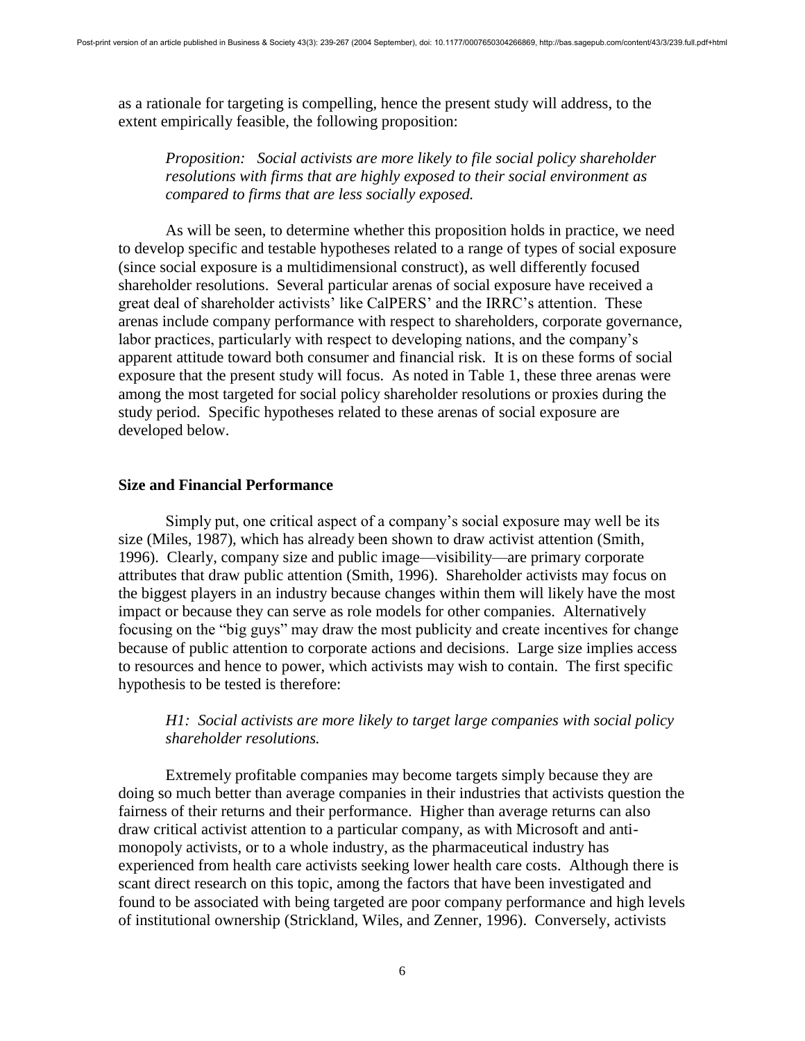as a rationale for targeting is compelling, hence the present study will address, to the extent empirically feasible, the following proposition:

> *Proposition: Social activists are more likely to file social policy shareholder resolutions with firms that are highly exposed to their social environment as compared to firms that are less socially exposed.*

As will be seen, to determine whether this proposition holds in practice, we need to develop specific and testable hypotheses related to a range of types of social exposure (since social exposure is a multidimensional construct), as well differently focused shareholder resolutions. Several particular arenas of social exposure have received a great deal of shareholder activists' like CalPERS' and the IRRC's attention. These arenas include company performance with respect to shareholders, corporate governance, labor practices, particularly with respect to developing nations, and the company's apparent attitude toward both consumer and financial risk. It is on these forms of social exposure that the present study will focus. As noted in Table 1, these three arenas were among the most targeted for social policy shareholder resolutions or proxies during the study period. Specific hypotheses related to these arenas of social exposure are developed below.

## Size and Financial Performance

Simply put, one critical aspect of a company's social exposure may well be its size (Miles, 1987), which has already been shown to draw activist attention (Smith, 1996). Clearly, company size and public image—visibility—are primary corporate attributes that draw public attention (Smith, 1996). Shareholder activists may focus on the biggest players in an industry because changes within them will likely have the most impact or because they can serve as role models for other companies. Alternatively focusing on the "big guys" may draw the most publicity and create incentives for change because of public attention to corporate actions and decisions. Large size implies access to resources and hence to power, which activists may wish to contain. The first specific hypothesis to be tested is therefore:

> *H1: Social activists are more likely to target large companies with social policy shareholder resolutions.*

Extremely profitable companies may become targets simply because they are doing so much better than average companies in their industries that activists question the fairness of their returns and their performance. Higher than average returns can also draw critical activist attention to a particular company, as with Microsoft and anti-monopoly activists, or to a whole industry, as the pharmaceutical industry has experienced from health care activists seeking lower health care costs. Although there is scant direct research on this topic, among the factors that have been investigated and found to be associated with being targeted are poor company performance and high levels of institutional ownership (Strickland, Wiles, and Zenner, 1996). Conversely, activists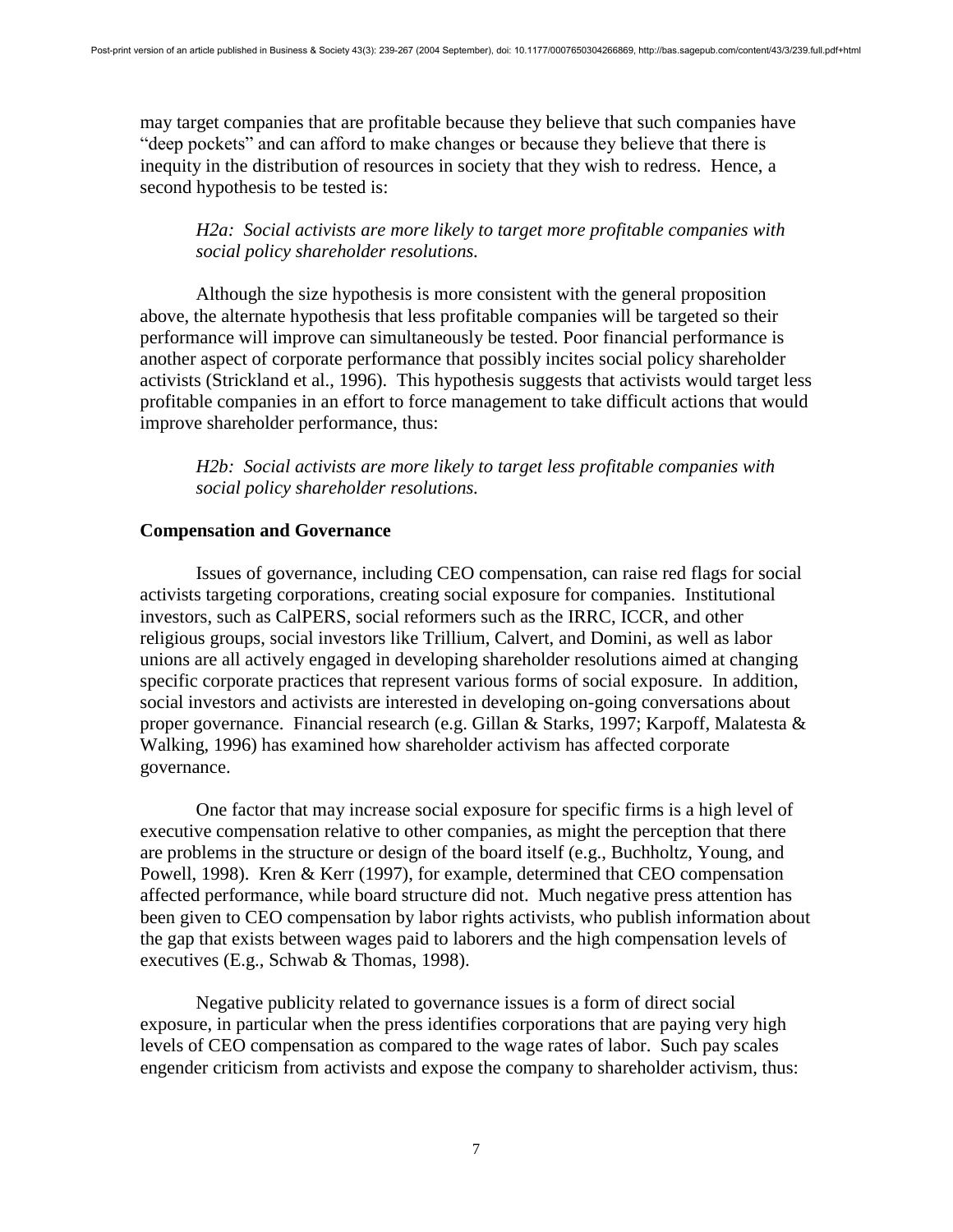may target companies that are profitable because they believe that such companies have "deep pockets" and can afford to make changes or because they believe that there is inequity in the distribution of resources in society that they wish to redress. Hence, a second hypothesis to be tested is:

> *H2a: Social activists are more likely to target more profitable companies with social policy shareholder resolutions.*

Although the size hypothesis is more consistent with the general proposition above, the alternate hypothesis that less profitable companies will be targeted so their performance will improve can simultaneously be tested. Poor financial performance is another aspect of corporate performance that possibly incites social policy shareholder activists (Strickland et al., 1996). This hypothesis suggests that activists would target less profitable companies in an effort to force management to take difficult actions that would improve shareholder performance, thus:

> *H2b: Social activists are more likely to target less profitable companies with social policy shareholder resolutions.*

**Compensation and Governance**

Issues of governance, including CEO compensation, can raise red flags for social activists targeting corporations, creating social exposure for companies. Institutional investors, such as CalPERS, social reformers such as the IRRC, ICCR, and other religious groups, social investors like Trillium, Calvert, and Domini, as well as labor unions are all actively engaged in developing shareholder resolutions aimed at changing specific corporate practices that represent various forms of social exposure. In addition, social investors and activists are interested in developing on-going conversations about proper governance. Financial research (e.g. Gillan & Starks, 1997; Karpoff, Malatesta & Walking, 1996) has examined how shareholder activism has affected corporate governance.

One factor that may increase social exposure for specific firms is a high level of executive compensation relative to other companies, as might the perception that there are problems in the structure or design of the board itself (e.g., Buchholtz, Young, and Powell, 1998). Kren & Kerr (1997), for example, determined that CEO compensation affected performance, while board structure did not. Much negative press attention has been given to CEO compensation by labor rights activists, who publish information about the gap that exists between wages paid to laborers and the high compensation levels of executives (E.g., Schwab & Thomas, 1998).

Negative publicity related to governance issues is a form of direct social exposure, in particular when the press identifies corporations that are paying very high levels of CEO compensation as compared to the wage rates of labor. Such pay scales engender criticism from activists and expose the company to shareholder activism, thus: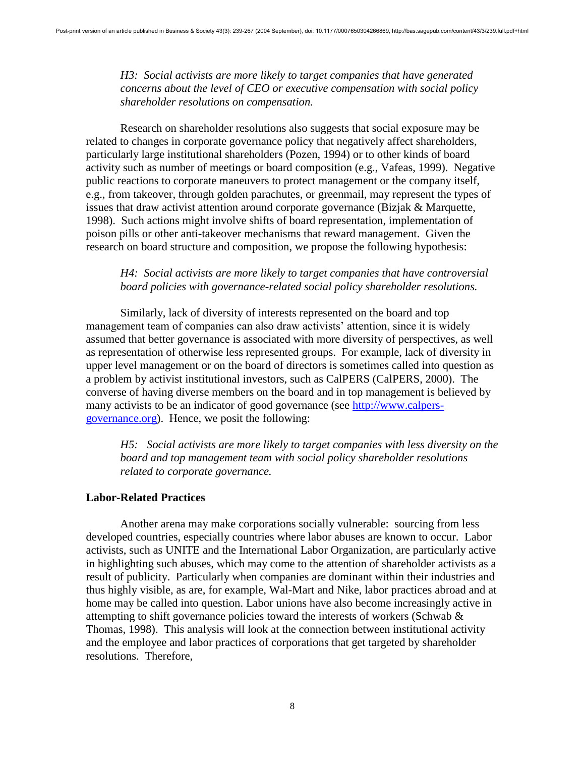*H3: Social activists are more likely to target companies that have generated concerns about the level of CEO or executive compensation with social policy shareholder resolutions on compensation.*

Research on shareholder resolutions also suggests that social exposure may be related to changes in corporate governance policy that negatively affect shareholders, particularly large institutional shareholders (Pozen, 1994) or to other kinds of board activity such as number of meetings or board composition (e.g., Vafeas, 1999). Negative public reactions to corporate maneuvers to protect management or the company itself, e.g., from takeover, through golden parachutes, or greenmail, may represent the types of issues that draw activist attention around corporate governance (Bizjak & Marquette, 1998). Such actions might involve shifts of board representation, implementation of poison pills or other anti-takeover mechanisms that reward management. Given the research on board structure and composition, we propose the following hypothesis:

*H4: Social activists are more likely to target companies that have controversial board policies with governance-related social policy shareholder resolutions.*

Similarly, lack of diversity of interests represented on the board and top management team of companies can also draw activists' attention, since it is widely assumed that better governance is associated with more diversity of perspectives, as well as representation of otherwise less represented groups. For example, lack of diversity in upper level management or on the board of directors is sometimes called into question as a problem by activist institutional investors, such as CalPERS (CalPERS, 2000). The converse of having diverse members on the board and in top management is believed by many activists to be an indicator of good governance (see http://www.calpers-governance.org). Hence, we posit the following:

*H5: Social activists are more likely to target companies with less diversity on the board and top management team with social policy shareholder resolutions related to corporate governance.*

### Labor-Related Practices

Another arena may make corporations socially vulnerable: sourcing from less developed countries, especially countries where labor abuses are known to occur. Labor activists, such as UNITE and the International Labor Organization, are particularly active in highlighting such abuses, which may come to the attention of shareholder activists as a result of publicity. Particularly when companies are dominant within their industries and thus highly visible, as are, for example, Wal-Mart and Nike, labor practices abroad and at home may be called into question. Labor unions have also become increasingly active in attempting to shift governance policies toward the interests of workers (Schwab & Thomas, 1998). This analysis will look at the connection between institutional activity and the employee and labor practices of corporations that get targeted by shareholder resolutions. Therefore,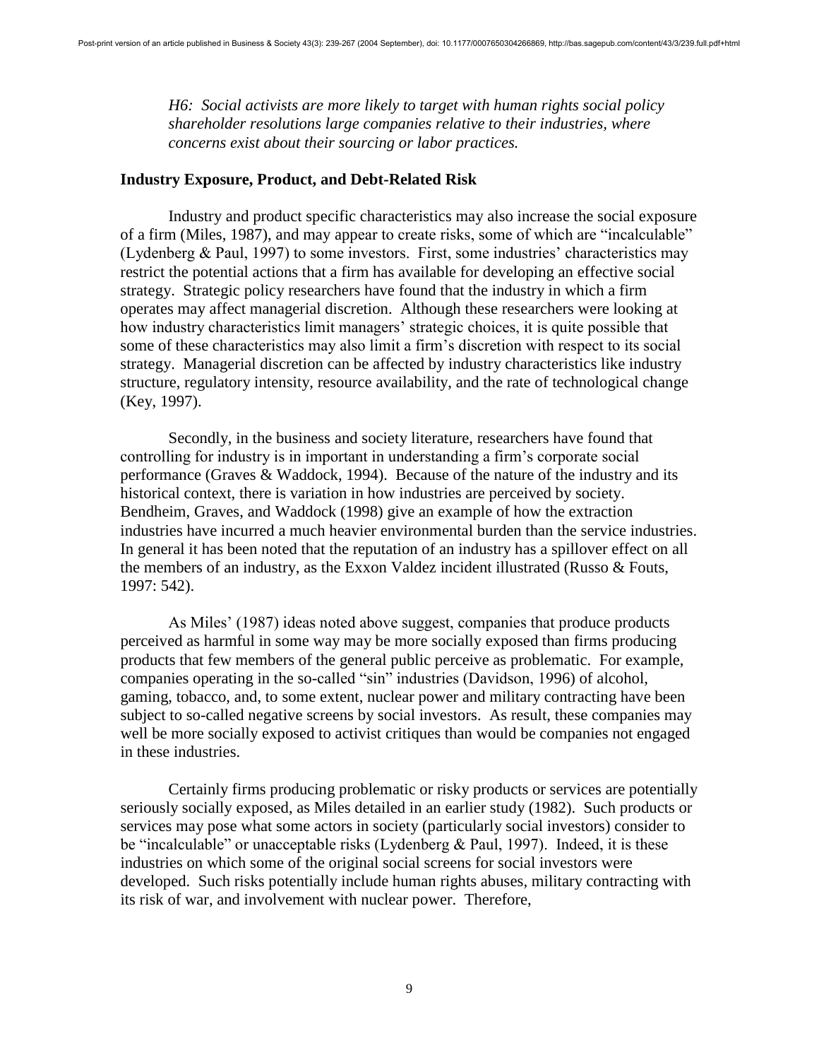*H6: Social activists are more likely to target with human rights social policy shareholder resolutions large companies relative to their industries, where concerns exist about their sourcing or labor practices.*

## Industry Exposure, Product, and Debt-Related Risk

Industry and product specific characteristics may also increase the social exposure of a firm (Miles, 1987), and may appear to create risks, some of which are "incalculable" (Lydenberg & Paul, 1997) to some investors. First, some industries' characteristics may restrict the potential actions that a firm has available for developing an effective social strategy. Strategic policy researchers have found that the industry in which a firm operates may affect managerial discretion. Although these researchers were looking at how industry characteristics limit managers' strategic choices, it is quite possible that some of these characteristics may also limit a firm's discretion with respect to its social strategy. Managerial discretion can be affected by industry characteristics like industry structure, regulatory intensity, resource availability, and the rate of technological change (Key, 1997).

Secondly, in the business and society literature, researchers have found that controlling for industry is in important in understanding a firm's corporate social performance (Graves & Waddock, 1994). Because of the nature of the industry and its historical context, there is variation in how industries are perceived by society. Bendheim, Graves, and Waddock (1998) give an example of how the extraction industries have incurred a much heavier environmental burden than the service industries. In general it has been noted that the reputation of an industry has a spillover effect on all the members of an industry, as the Exxon Valdez incident illustrated (Russo & Fouts, 1997: 542).

As Miles' (1987) ideas noted above suggest, companies that produce products perceived as harmful in some way may be more socially exposed than firms producing products that few members of the general public perceive as problematic. For example, companies operating in the so-called "sin" industries (Davidson, 1996) of alcohol, gaming, tobacco, and, to some extent, nuclear power and military contracting have been subject to so-called negative screens by social investors. As result, these companies may well be more socially exposed to activist critiques than would be companies not engaged in these industries.

Certainly firms producing problematic or risky products or services are potentially seriously socially exposed, as Miles detailed in an earlier study (1982). Such products or services may pose what some actors in society (particularly social investors) consider to be "incalculable" or unacceptable risks (Lydenberg & Paul, 1997). Indeed, it is these industries on which some of the original social screens for social investors were developed. Such risks potentially include human rights abuses, military contracting with its risk of war, and involvement with nuclear power. Therefore,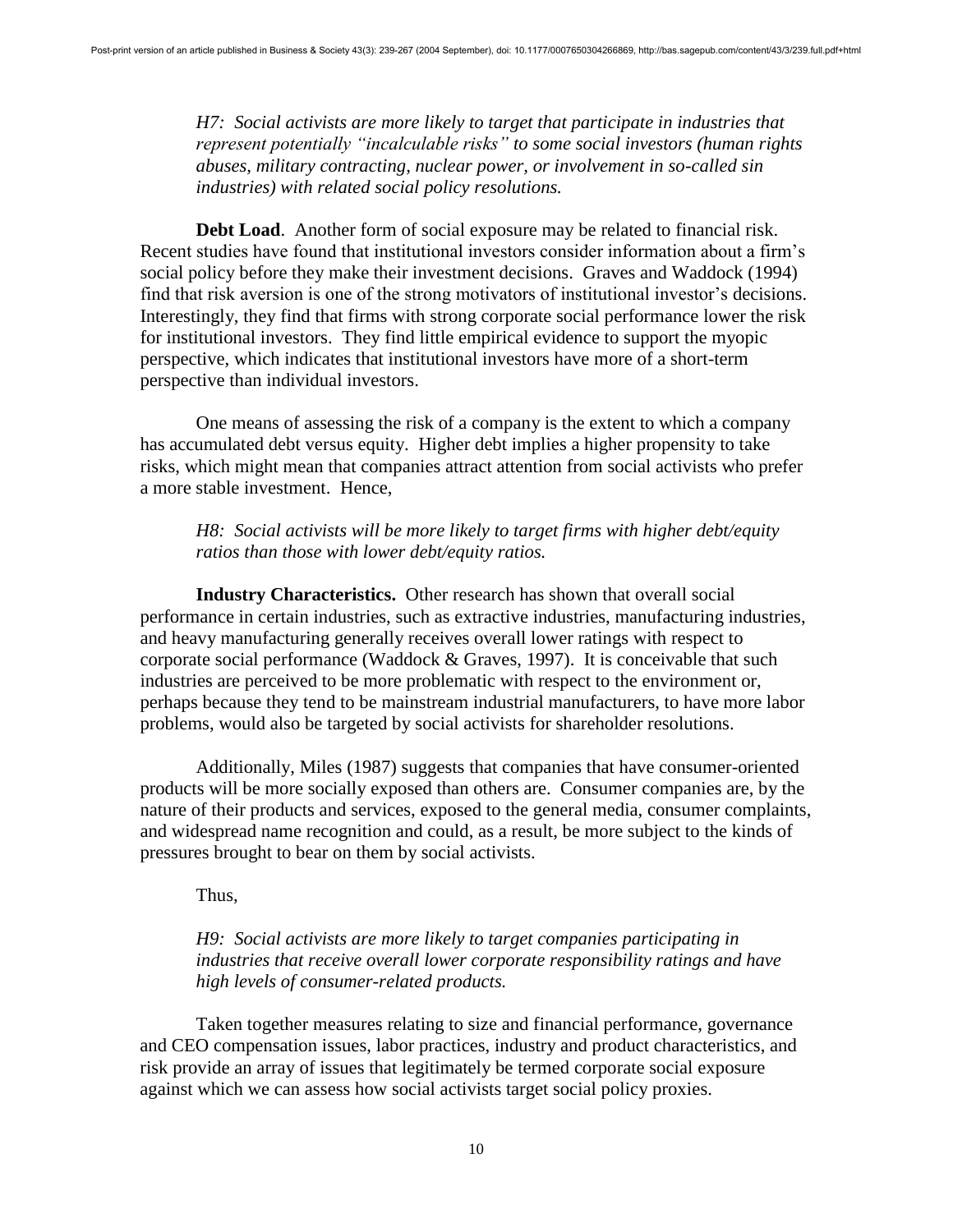*H7: Social activists are more likely to target that participate in industries that represent potentially "incalculable risks" to some social investors (human rights abuses, military contracting, nuclear power, or involvement in so-called sin industries) with related social policy resolutions.*

**Debt Load**. Another form of social exposure may be related to financial risk. Recent studies have found that institutional investors consider information about a firm's social policy before they make their investment decisions. Graves and Waddock (1994) find that risk aversion is one of the strong motivators of institutional investor's decisions. Interestingly, they find that firms with strong corporate social performance lower the risk for institutional investors. They find little empirical evidence to support the myopic perspective, which indicates that institutional investors have more of a short-term perspective than individual investors.

One means of assessing the risk of a company is the extent to which a company has accumulated debt versus equity. Higher debt implies a higher propensity to take risks, which might mean that companies attract attention from social activists who prefer a more stable investment. Hence,

*H8: Social activists will be more likely to target firms with higher debt/equity ratios than those with lower debt/equity ratios.*

**Industry Characteristics.** Other research has shown that overall social performance in certain industries, such as extractive industries, manufacturing industries, and heavy manufacturing generally receives overall lower ratings with respect to corporate social performance (Waddock & Graves, 1997). It is conceivable that such industries are perceived to be more problematic with respect to the environment or, perhaps because they tend to be mainstream industrial manufacturers, to have more labor problems, would also be targeted by social activists for shareholder resolutions.

Additionally, Miles (1987) suggests that companies that have consumer-oriented products will be more socially exposed than others are. Consumer companies are, by the nature of their products and services, exposed to the general media, consumer complaints, and widespread name recognition and could, as a result, be more subject to the kinds of pressures brought to bear on them by social activists.

Thus,

*H9: Social activists are more likely to target companies participating in industries that receive overall lower corporate responsibility ratings and have high levels of consumer-related products.*

Taken together measures relating to size and financial performance, governance and CEO compensation issues, labor practices, industry and product characteristics, and risk provide an array of issues that legitimately be termed corporate social exposure against which we can assess how social activists target social policy proxies.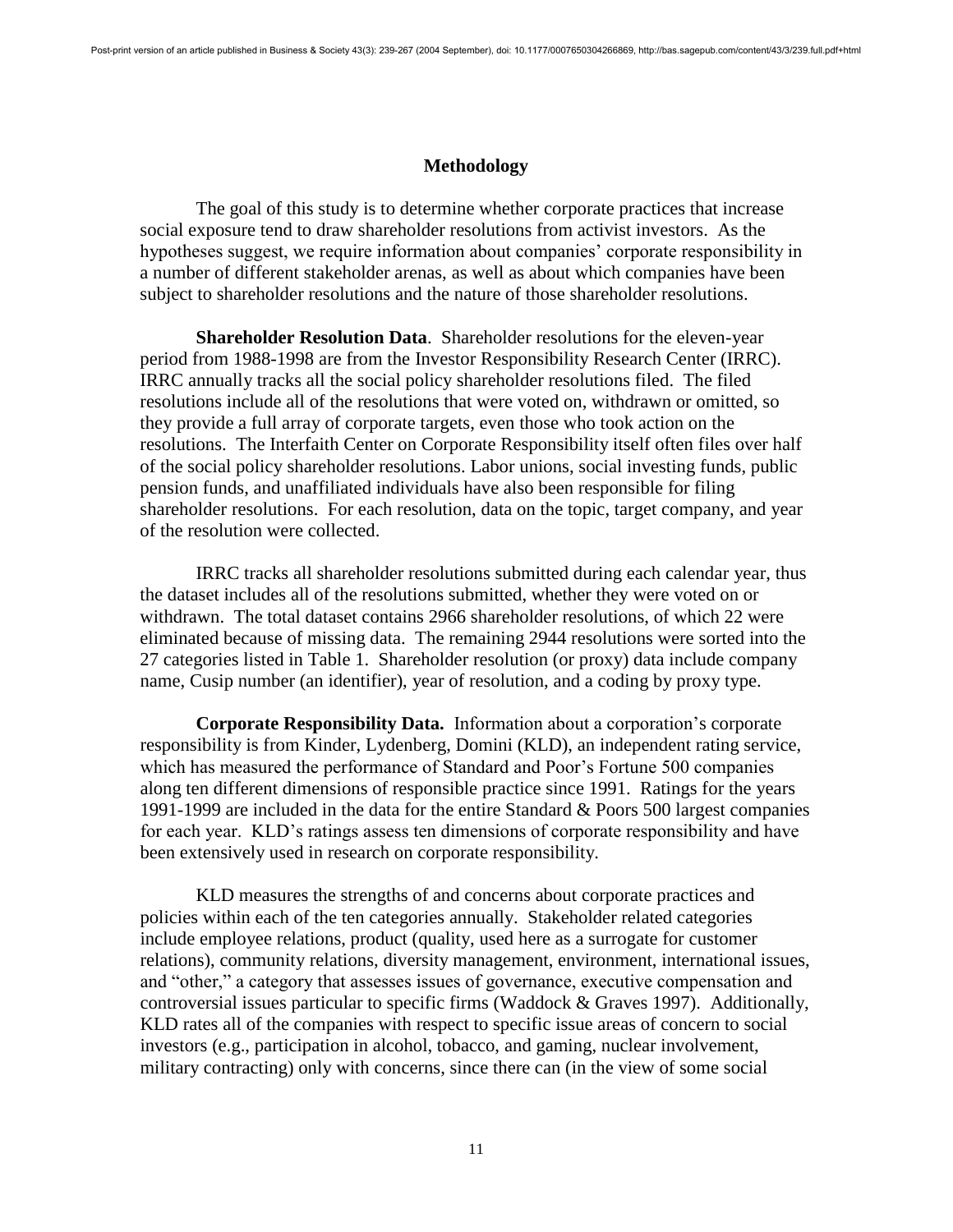## Methodology

The goal of this study is to determine whether corporate practices that increase social exposure tend to draw shareholder resolutions from activist investors. As the hypotheses suggest, we require information about companies' corporate responsibility in a number of different stakeholder arenas, as well as about which companies have been subject to shareholder resolutions and the nature of those shareholder resolutions.

**Shareholder Resolution Data**. Shareholder resolutions for the eleven-year period from 1988-1998 are from the Investor Responsibility Research Center (IRRC). IRRC annually tracks all the social policy shareholder resolutions filed. The filed resolutions include all of the resolutions that were voted on, withdrawn or omitted, so they provide a full array of corporate targets, even those who took action on the resolutions. The Interfaith Center on Corporate Responsibility itself often files over half of the social policy shareholder resolutions. Labor unions, social investing funds, public pension funds, and unaffiliated individuals have also been responsible for filing shareholder resolutions. For each resolution, data on the topic, target company, and year of the resolution were collected.

IRRC tracks all shareholder resolutions submitted during each calendar year, thus the dataset includes all of the resolutions submitted, whether they were voted on or withdrawn. The total dataset contains 2966 shareholder resolutions, of which 22 were eliminated because of missing data. The remaining 2944 resolutions were sorted into the 27 categories listed in Table 1. Shareholder resolution (or proxy) data include company name, Cusip number (an identifier), year of resolution, and a coding by proxy type.

**Corporate Responsibility Data.** Information about a corporation's corporate responsibility is from Kinder, Lydenberg, Domini (KLD), an independent rating service, which has measured the performance of Standard and Poor's Fortune 500 companies along ten different dimensions of responsible practice since 1991. Ratings for the years 1991-1999 are included in the data for the entire Standard & Poors 500 largest companies for each year. KLD's ratings assess ten dimensions of corporate responsibility and have been extensively used in research on corporate responsibility.

KLD measures the strengths of and concerns about corporate practices and policies within each of the ten categories annually. Stakeholder related categories include employee relations, product (quality, used here as a surrogate for customer relations), community relations, diversity management, environment, international issues, and "other," a category that assesses issues of governance, executive compensation and controversial issues particular to specific firms (Waddock & Graves 1997). Additionally, KLD rates all of the companies with respect to specific issue areas of concern to social investors (e.g., participation in alcohol, tobacco, and gaming, nuclear involvement, military contracting) only with concerns, since there can (in the view of some social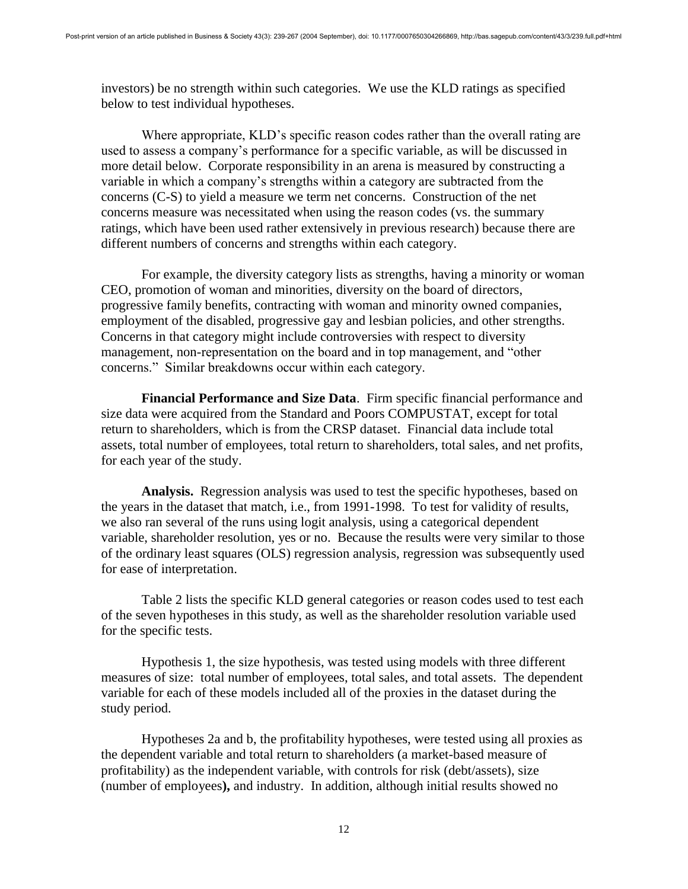investors) be no strength within such categories. We use the KLD ratings as specified below to test individual hypotheses.

Where appropriate, KLD's specific reason codes rather than the overall rating are used to assess a company's performance for a specific variable, as will be discussed in more detail below. Corporate responsibility in an arena is measured by constructing a variable in which a company's strengths within a category are subtracted from the concerns (C-S) to yield a measure we term net concerns. Construction of the net concerns measure was necessitated when using the reason codes (vs. the summary ratings, which have been used rather extensively in previous research) because there are different numbers of concerns and strengths within each category.

For example, the diversity category lists as strengths, having a minority or woman CEO, promotion of woman and minorities, diversity on the board of directors, progressive family benefits, contracting with woman and minority owned companies, employment of the disabled, progressive gay and lesbian policies, and other strengths. Concerns in that category might include controversies with respect to diversity management, non-representation on the board and in top management, and "other concerns." Similar breakdowns occur within each category.

**Financial Performance and Size Data**. Firm specific financial performance and size data were acquired from the Standard and Poors COMPUSTAT, except for total return to shareholders, which is from the CRSP dataset. Financial data include total assets, total number of employees, total return to shareholders, total sales, and net profits, for each year of the study.

**Analysis.** Regression analysis was used to test the specific hypotheses, based on the years in the dataset that match, i.e., from 1991-1998. To test for validity of results, we also ran several of the runs using logit analysis, using a categorical dependent variable, shareholder resolution, yes or no. Because the results were very similar to those of the ordinary least squares (OLS) regression analysis, regression was subsequently used for ease of interpretation.

Table 2 lists the specific KLD general categories or reason codes used to test each of the seven hypotheses in this study, as well as the shareholder resolution variable used for the specific tests.

Hypothesis 1, the size hypothesis, was tested using models with three different measures of size: total number of employees, total sales, and total assets. The dependent variable for each of these models included all of the proxies in the dataset during the study period.

Hypotheses 2a and b, the profitability hypotheses, were tested using all proxies as the dependent variable and total return to shareholders (a market-based measure of profitability) as the independent variable, with controls for risk (debt/assets), size (number of employees**),** and industry. In addition, although initial results showed no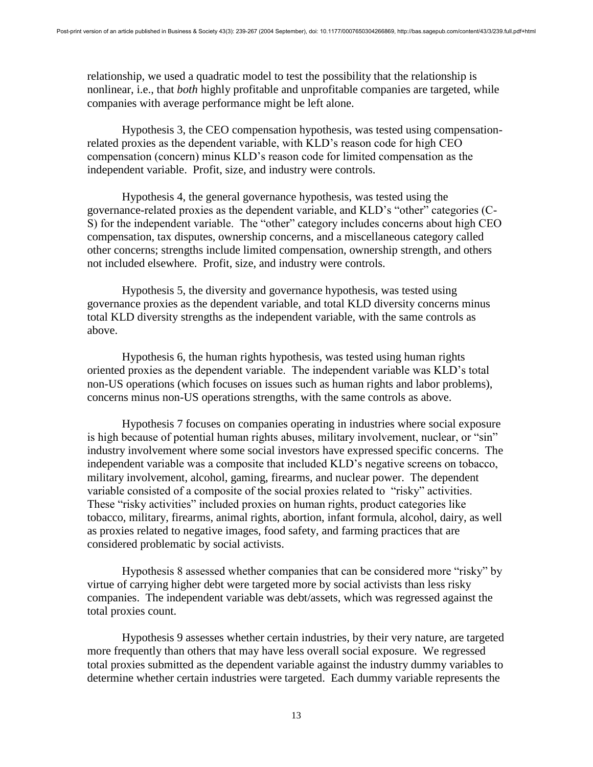relationship, we used a quadratic model to test the possibility that the relationship is nonlinear, i.e., that *both* highly profitable and unprofitable companies are targeted, while companies with average performance might be left alone.

Hypothesis 3, the CEO compensation hypothesis, was tested using compensation-related proxies as the dependent variable, with KLD's reason code for high CEO compensation (concern) minus KLD's reason code for limited compensation as the independent variable. Profit, size, and industry were controls.

Hypothesis 4, the general governance hypothesis, was tested using the governance-related proxies as the dependent variable, and KLD's "other" categories (C-S) for the independent variable. The "other" category includes concerns about high CEO compensation, tax disputes, ownership concerns, and a miscellaneous category called other concerns; strengths include limited compensation, ownership strength, and others not included elsewhere. Profit, size, and industry were controls.

Hypothesis 5, the diversity and governance hypothesis, was tested using governance proxies as the dependent variable, and total KLD diversity concerns minus total KLD diversity strengths as the independent variable, with the same controls as above.

Hypothesis 6, the human rights hypothesis, was tested using human rights oriented proxies as the dependent variable. The independent variable was KLD's total non-US operations (which focuses on issues such as human rights and labor problems), concerns minus non-US operations strengths, with the same controls as above.

Hypothesis 7 focuses on companies operating in industries where social exposure is high because of potential human rights abuses, military involvement, nuclear, or "sin" industry involvement where some social investors have expressed specific concerns. The independent variable was a composite that included KLD's negative screens on tobacco, military involvement, alcohol, gaming, firearms, and nuclear power. The dependent variable consisted of a composite of the social proxies related to "risky" activities. These "risky activities" included proxies on human rights, product categories like tobacco, military, firearms, animal rights, abortion, infant formula, alcohol, dairy, as well as proxies related to negative images, food safety, and farming practices that are considered problematic by social activists.

Hypothesis 8 assessed whether companies that can be considered more "risky" by virtue of carrying higher debt were targeted more by social activists than less risky companies. The independent variable was debt/assets, which was regressed against the total proxies count.

Hypothesis 9 assesses whether certain industries, by their very nature, are targeted more frequently than others that may have less overall social exposure. We regressed total proxies submitted as the dependent variable against the industry dummy variables to determine whether certain industries were targeted. Each dummy variable represents the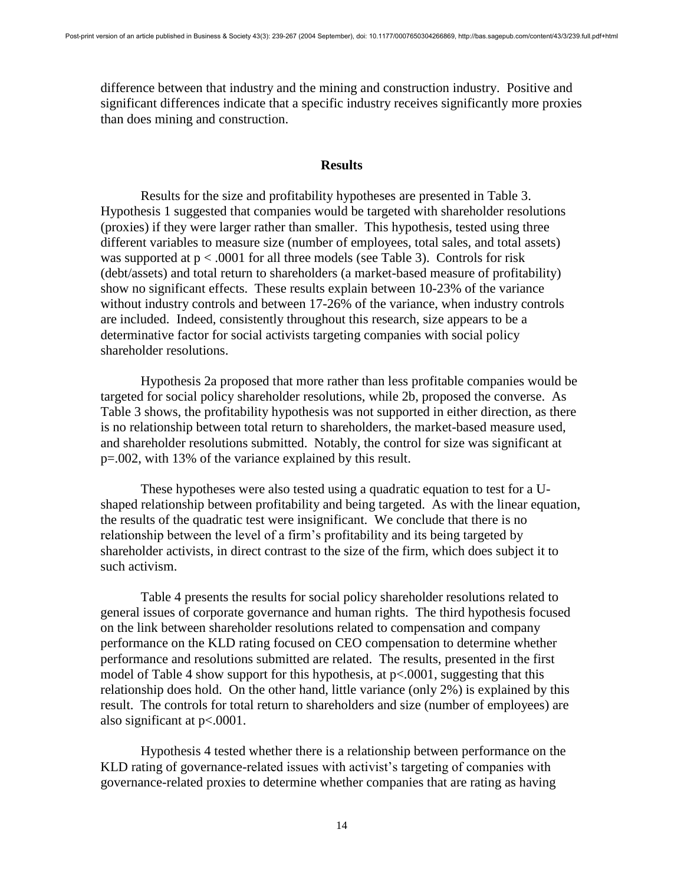difference between that industry and the mining and construction industry. Positive and significant differences indicate that a specific industry receives significantly more proxies than does mining and construction.

## Results

Results for the size and profitability hypotheses are presented in Table 3. Hypothesis 1 suggested that companies would be targeted with shareholder resolutions (proxies) if they were larger rather than smaller. This hypothesis, tested using three different variables to measure size (number of employees, total sales, and total assets) was supported at $p < .0001$ for all three models (see Table 3). Controls for risk (debt/assets) and total return to shareholders (a market-based measure of profitability) show no significant effects. These results explain between 10-23% of the variance without industry controls and between 17-26% of the variance, when industry controls are included. Indeed, consistently throughout this research, size appears to be a determinative factor for social activists targeting companies with social policy shareholder resolutions.

Hypothesis 2a proposed that more rather than less profitable companies would be targeted for social policy shareholder resolutions, while 2b, proposed the converse. As Table 3 shows, the profitability hypothesis was not supported in either direction, as there is no relationship between total return to shareholders, the market-based measure used, and shareholder resolutions submitted. Notably, the control for size was significant at $p=.002$, with 13% of the variance explained by this result.

These hypotheses were also tested using a quadratic equation to test for a U-shaped relationship between profitability and being targeted. As with the linear equation, the results of the quadratic test were insignificant. We conclude that there is no relationship between the level of a firm's profitability and its being targeted by shareholder activists, in direct contrast to the size of the firm, which does subject it to such activism.

Table 4 presents the results for social policy shareholder resolutions related to general issues of corporate governance and human rights. The third hypothesis focused on the link between shareholder resolutions related to compensation and company performance on the KLD rating focused on CEO compensation to determine whether performance and resolutions submitted are related. The results, presented in the first model of Table 4 show support for this hypothesis, at $p<.0001$, suggesting that this relationship does hold. On the other hand, little variance (only 2%) is explained by this result. The controls for total return to shareholders and size (number of employees) are also significant at $p<.0001$.

Hypothesis 4 tested whether there is a relationship between performance on the KLD rating of governance-related issues with activist's targeting of companies with governance-related proxies to determine whether companies that are rating as having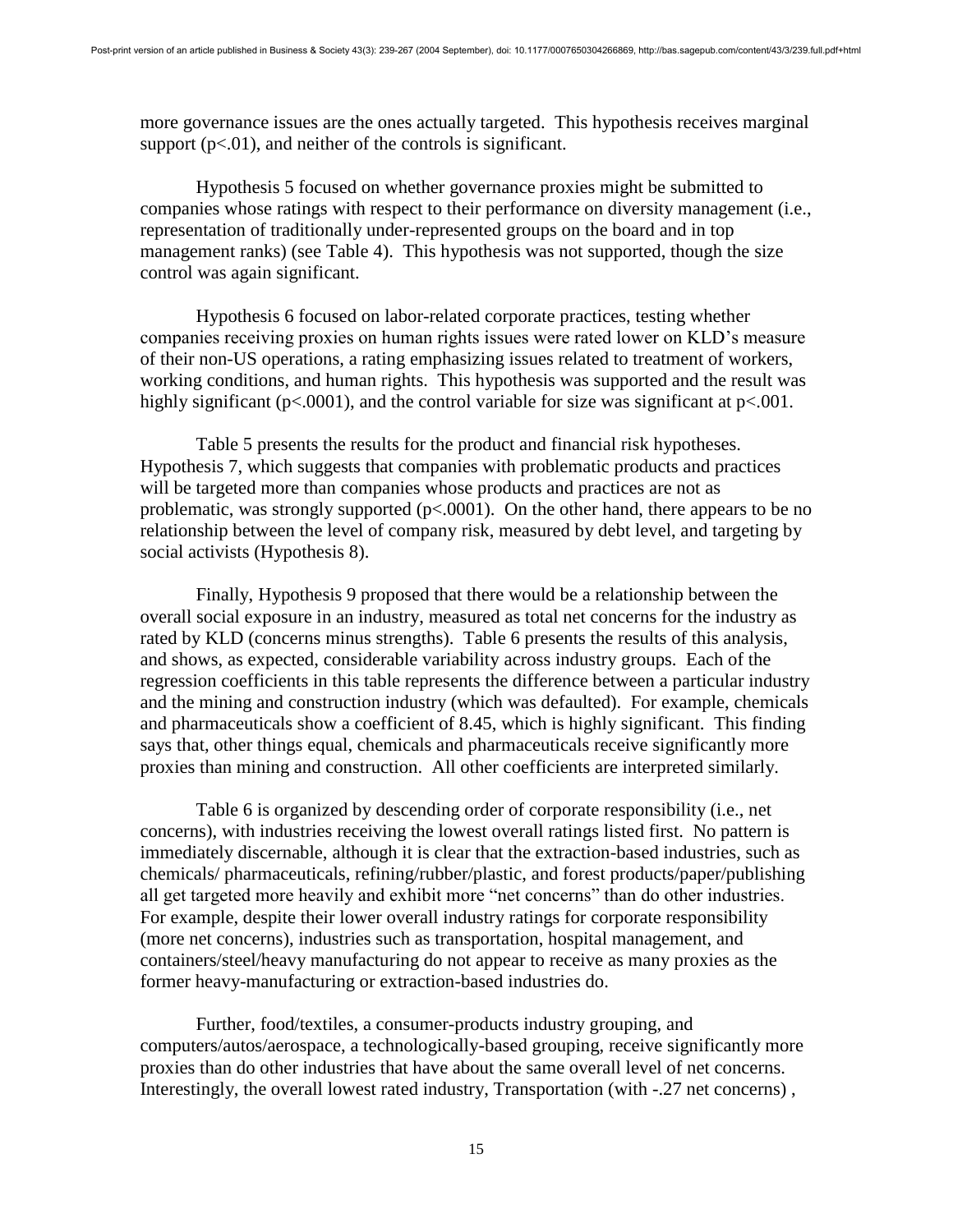more governance issues are the ones actually targeted. This hypothesis receives marginal support ($p<.01$), and neither of the controls is significant.

Hypothesis 5 focused on whether governance proxies might be submitted to companies whose ratings with respect to their performance on diversity management (i.e., representation of traditionally under-represented groups on the board and in top management ranks) (see Table 4). This hypothesis was not supported, though the size control was again significant.

Hypothesis 6 focused on labor-related corporate practices, testing whether companies receiving proxies on human rights issues were rated lower on KLD's measure of their non-US operations, a rating emphasizing issues related to treatment of workers, working conditions, and human rights. This hypothesis was supported and the result was highly significant ($p<.0001$), and the control variable for size was significant at $p<.001$.

Table 5 presents the results for the product and financial risk hypotheses. Hypothesis 7, which suggests that companies with problematic products and practices will be targeted more than companies whose products and practices are not as problematic, was strongly supported ($p<.0001$). On the other hand, there appears to be no relationship between the level of company risk, measured by debt level, and targeting by social activists (Hypothesis 8).

Finally, Hypothesis 9 proposed that there would be a relationship between the overall social exposure in an industry, measured as total net concerns for the industry as rated by KLD (concerns minus strengths). Table 6 presents the results of this analysis, and shows, as expected, considerable variability across industry groups. Each of the regression coefficients in this table represents the difference between a particular industry and the mining and construction industry (which was defaulted). For example, chemicals and pharmaceuticals show a coefficient of 8.45, which is highly significant. This finding says that, other things equal, chemicals and pharmaceuticals receive significantly more proxies than mining and construction. All other coefficients are interpreted similarly.

Table 6 is organized by descending order of corporate responsibility (i.e., net concerns), with industries receiving the lowest overall ratings listed first. No pattern is immediately discernable, although it is clear that the extraction-based industries, such as chemicals/ pharmaceuticals, refining/rubber/plastic, and forest products/paper/publishing all get targeted more heavily and exhibit more "net concerns" than do other industries. For example, despite their lower overall industry ratings for corporate responsibility (more net concerns), industries such as transportation, hospital management, and containers/steel/heavy manufacturing do not appear to receive as many proxies as the former heavy-manufacturing or extraction-based industries do.

Further, food/textiles, a consumer-products industry grouping, and computers/autos/aerospace, a technologically-based grouping, receive significantly more proxies than do other industries that have about the same overall level of net concerns. Interestingly, the overall lowest rated industry, Transportation (with -.27 net concerns) ,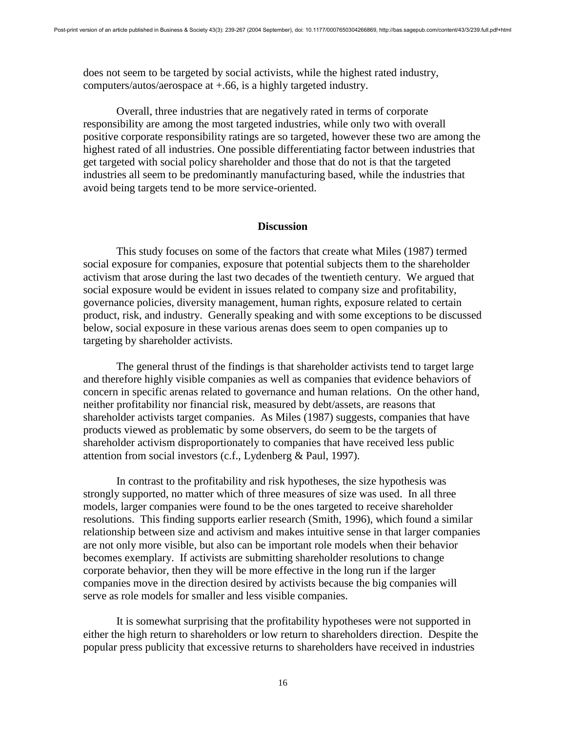does not seem to be targeted by social activists, while the highest rated industry, computers/autos/aerospace at +.66, is a highly targeted industry.

Overall, three industries that are negatively rated in terms of corporate responsibility are among the most targeted industries, while only two with overall positive corporate responsibility ratings are so targeted, however these two are among the highest rated of all industries. One possible differentiating factor between industries that get targeted with social policy shareholder and those that do not is that the targeted industries all seem to be predominantly manufacturing based, while the industries that avoid being targets tend to be more service-oriented.

## Discussion

This study focuses on some of the factors that create what Miles (1987) termed social exposure for companies, exposure that potential subjects them to the shareholder activism that arose during the last two decades of the twentieth century. We argued that social exposure would be evident in issues related to company size and profitability, governance policies, diversity management, human rights, exposure related to certain product, risk, and industry. Generally speaking and with some exceptions to be discussed below, social exposure in these various arenas does seem to open companies up to targeting by shareholder activists.

The general thrust of the findings is that shareholder activists tend to target large and therefore highly visible companies as well as companies that evidence behaviors of concern in specific arenas related to governance and human relations. On the other hand, neither profitability nor financial risk, measured by debt/assets, are reasons that shareholder activists target companies. As Miles (1987) suggests, companies that have products viewed as problematic by some observers, do seem to be the targets of shareholder activism disproportionately to companies that have received less public attention from social investors (c.f., Lydenberg & Paul, 1997).

In contrast to the profitability and risk hypotheses, the size hypothesis was strongly supported, no matter which of three measures of size was used. In all three models, larger companies were found to be the ones targeted to receive shareholder resolutions. This finding supports earlier research (Smith, 1996), which found a similar relationship between size and activism and makes intuitive sense in that larger companies are not only more visible, but also can be important role models when their behavior becomes exemplary. If activists are submitting shareholder resolutions to change corporate behavior, then they will be more effective in the long run if the larger companies move in the direction desired by activists because the big companies will serve as role models for smaller and less visible companies.

It is somewhat surprising that the profitability hypotheses were not supported in either the high return to shareholders or low return to shareholders direction. Despite the popular press publicity that excessive returns to shareholders have received in industries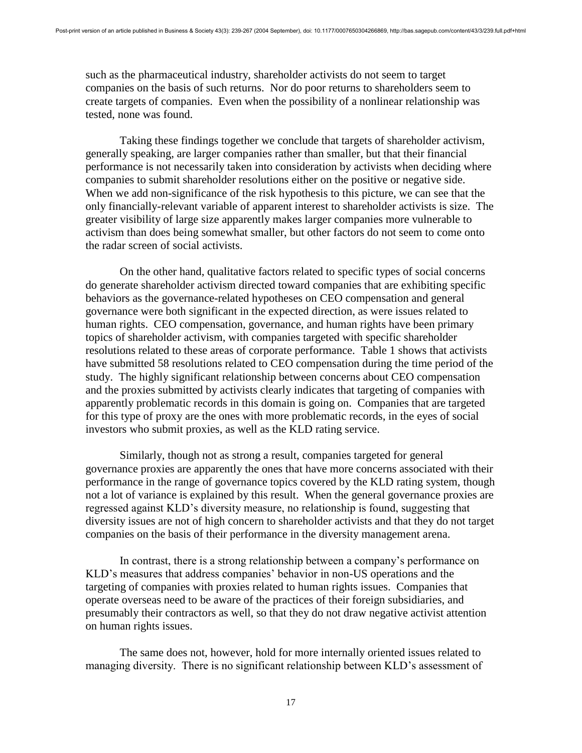such as the pharmaceutical industry, shareholder activists do not seem to target companies on the basis of such returns. Nor do poor returns to shareholders seem to create targets of companies. Even when the possibility of a nonlinear relationship was tested, none was found.

Taking these findings together we conclude that targets of shareholder activism, generally speaking, are larger companies rather than smaller, but that their financial performance is not necessarily taken into consideration by activists when deciding where companies to submit shareholder resolutions either on the positive or negative side. When we add non-significance of the risk hypothesis to this picture, we can see that the only financially-relevant variable of apparent interest to shareholder activists is size. The greater visibility of large size apparently makes larger companies more vulnerable to activism than does being somewhat smaller, but other factors do not seem to come onto the radar screen of social activists.

On the other hand, qualitative factors related to specific types of social concerns do generate shareholder activism directed toward companies that are exhibiting specific behaviors as the governance-related hypotheses on CEO compensation and general governance were both significant in the expected direction, as were issues related to human rights. CEO compensation, governance, and human rights have been primary topics of shareholder activism, with companies targeted with specific shareholder resolutions related to these areas of corporate performance. Table 1 shows that activists have submitted 58 resolutions related to CEO compensation during the time period of the study. The highly significant relationship between concerns about CEO compensation and the proxies submitted by activists clearly indicates that targeting of companies with apparently problematic records in this domain is going on. Companies that are targeted for this type of proxy are the ones with more problematic records, in the eyes of social investors who submit proxies, as well as the KLD rating service.

Similarly, though not as strong a result, companies targeted for general governance proxies are apparently the ones that have more concerns associated with their performance in the range of governance topics covered by the KLD rating system, though not a lot of variance is explained by this result. When the general governance proxies are regressed against KLD's diversity measure, no relationship is found, suggesting that diversity issues are not of high concern to shareholder activists and that they do not target companies on the basis of their performance in the diversity management arena.

In contrast, there is a strong relationship between a company's performance on KLD's measures that address companies' behavior in non-US operations and the targeting of companies with proxies related to human rights issues. Companies that operate overseas need to be aware of the practices of their foreign subsidiaries, and presumably their contractors as well, so that they do not draw negative activist attention on human rights issues.

The same does not, however, hold for more internally oriented issues related to managing diversity. There is no significant relationship between KLD's assessment of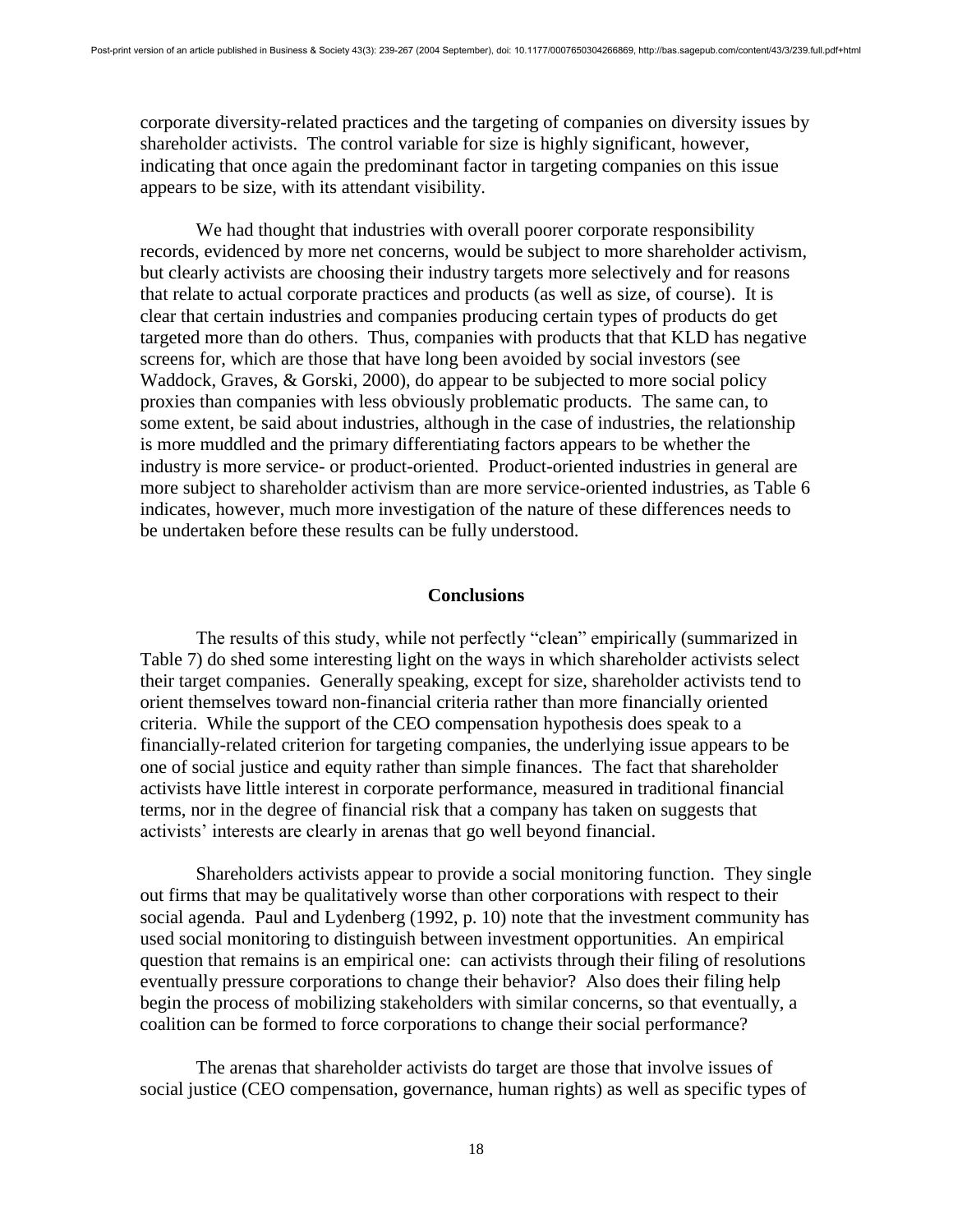corporate diversity-related practices and the targeting of companies on diversity issues by shareholder activists. The control variable for size is highly significant, however, indicating that once again the predominant factor in targeting companies on this issue appears to be size, with its attendant visibility.

We had thought that industries with overall poorer corporate responsibility records, evidenced by more net concerns, would be subject to more shareholder activism, but clearly activists are choosing their industry targets more selectively and for reasons that relate to actual corporate practices and products (as well as size, of course). It is clear that certain industries and companies producing certain types of products do get targeted more than do others. Thus, companies with products that that KLD has negative screens for, which are those that have long been avoided by social investors (see Waddock, Graves, & Gorski, 2000), do appear to be subjected to more social policy proxies than companies with less obviously problematic products. The same can, to some extent, be said about industries, although in the case of industries, the relationship is more muddled and the primary differentiating factors appears to be whether the industry is more service- or product-oriented. Product-oriented industries in general are more subject to shareholder activism than are more service-oriented industries, as Table 6 indicates, however, much more investigation of the nature of these differences needs to be undertaken before these results can be fully understood.

## Conclusions

The results of this study, while not perfectly "clean" empirically (summarized in Table 7) do shed some interesting light on the ways in which shareholder activists select their target companies. Generally speaking, except for size, shareholder activists tend to orient themselves toward non-financial criteria rather than more financially oriented criteria. While the support of the CEO compensation hypothesis does speak to a financially-related criterion for targeting companies, the underlying issue appears to be one of social justice and equity rather than simple finances. The fact that shareholder activists have little interest in corporate performance, measured in traditional financial terms, nor in the degree of financial risk that a company has taken on suggests that activists' interests are clearly in arenas that go well beyond financial.

Shareholders activists appear to provide a social monitoring function. They single out firms that may be qualitatively worse than other corporations with respect to their social agenda. Paul and Lydenberg (1992, p. 10) note that the investment community has used social monitoring to distinguish between investment opportunities. An empirical question that remains is an empirical one: can activists through their filing of resolutions eventually pressure corporations to change their behavior? Also does their filing help begin the process of mobilizing stakeholders with similar concerns, so that eventually, a coalition can be formed to force corporations to change their social performance?

The arenas that shareholder activists do target are those that involve issues of social justice (CEO compensation, governance, human rights) as well as specific types of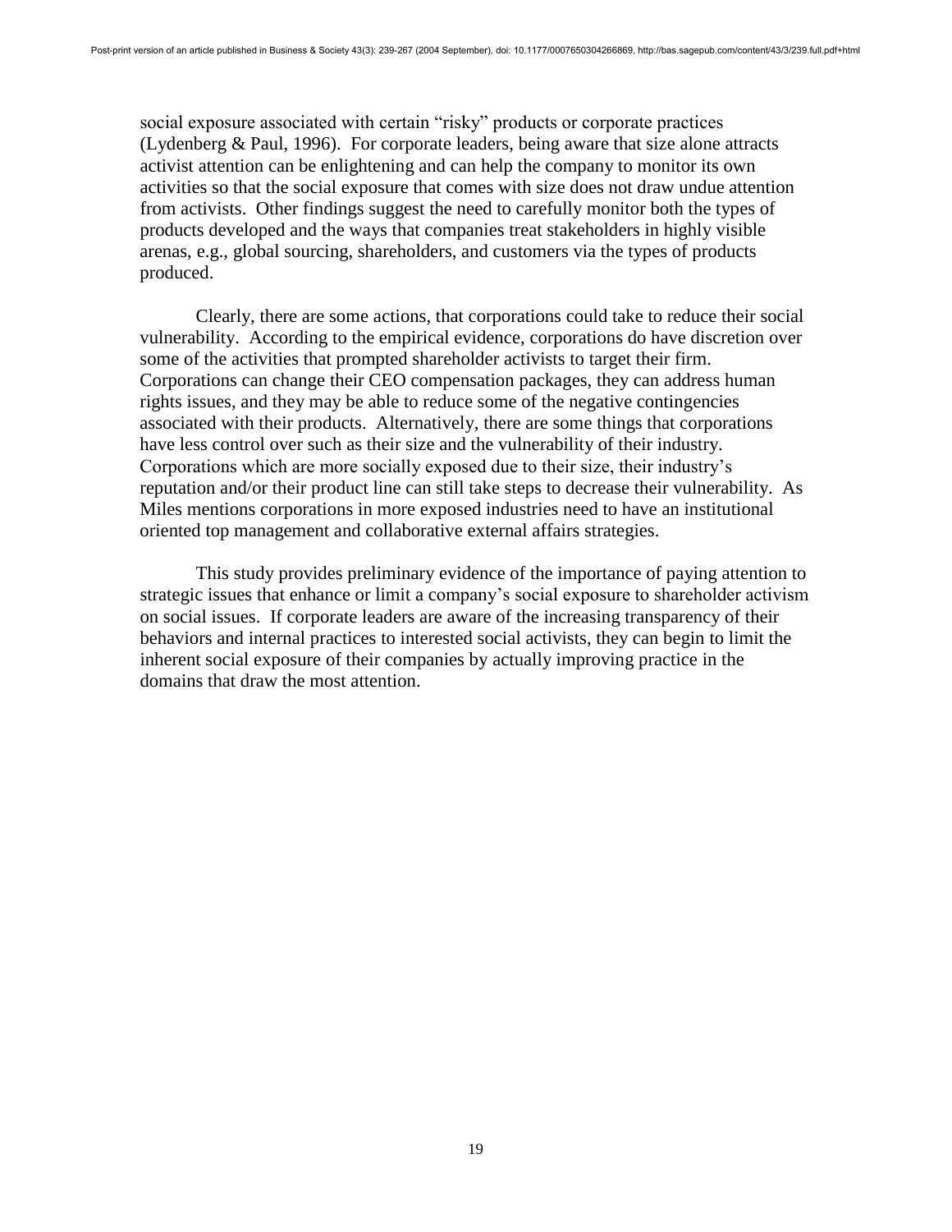social exposure associated with certain "risky" products or corporate practices (Lydenberg & Paul, 1996). For corporate leaders, being aware that size alone attracts activist attention can be enlightening and can help the company to monitor its own activities so that the social exposure that comes with size does not draw undue attention from activists. Other findings suggest the need to carefully monitor both the types of products developed and the ways that companies treat stakeholders in highly visible arenas, e.g., global sourcing, shareholders, and customers via the types of products produced.

Clearly, there are some actions, that corporations could take to reduce their social vulnerability. According to the empirical evidence, corporations do have discretion over some of the activities that prompted shareholder activists to target their firm. Corporations can change their CEO compensation packages, they can address human rights issues, and they may be able to reduce some of the negative contingencies associated with their products. Alternatively, there are some things that corporations have less control over such as their size and the vulnerability of their industry. Corporations which are more socially exposed due to their size, their industry's reputation and/or their product line can still take steps to decrease their vulnerability. As Miles mentions corporations in more exposed industries need to have an institutional oriented top management and collaborative external affairs strategies.

This study provides preliminary evidence of the importance of paying attention to strategic issues that enhance or limit a company's social exposure to shareholder activism on social issues. If corporate leaders are aware of the increasing transparency of their behaviors and internal practices to interested social activists, they can begin to limit the inherent social exposure of their companies by actually improving practice in the domains that draw the most attention.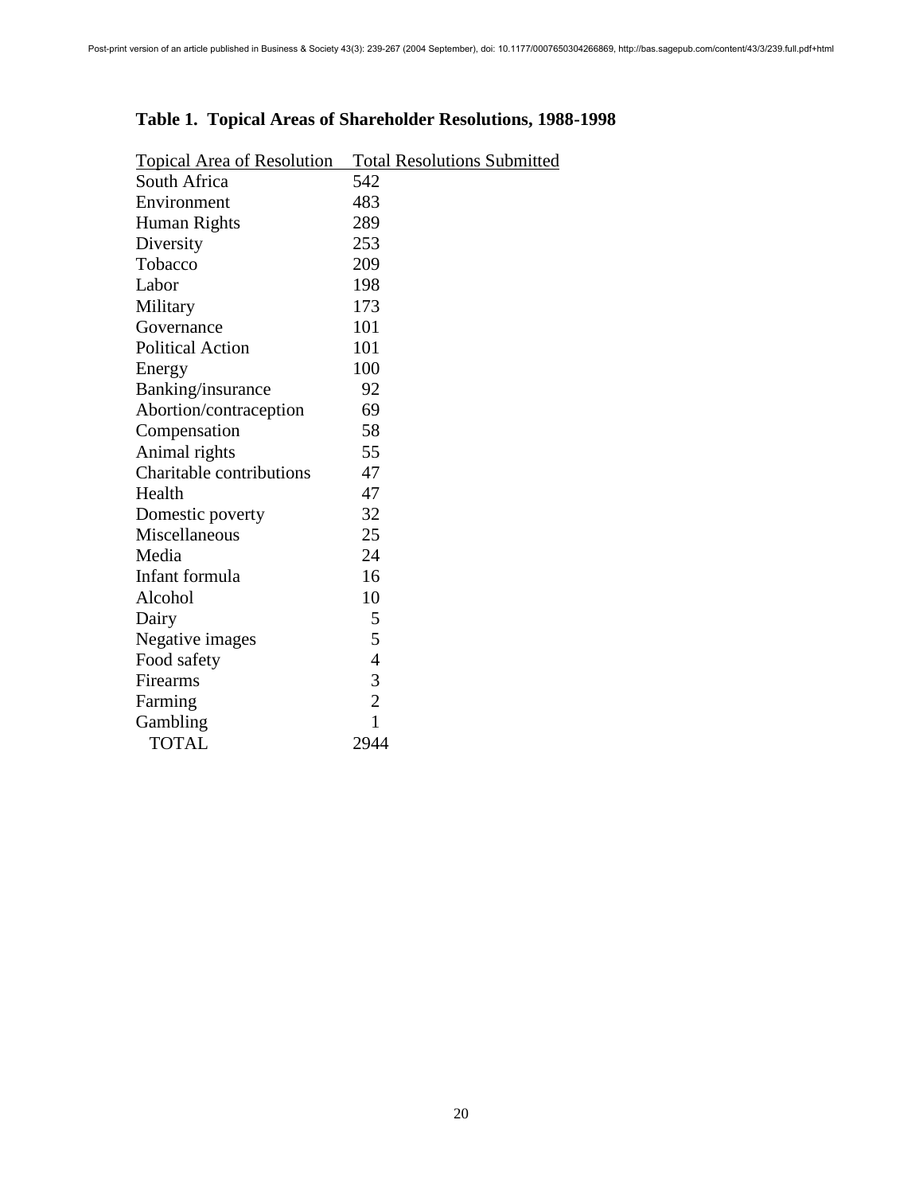**Table 1. Topical Areas of Shareholder Resolutions, 1988-1998**

| Topical Area of Resolution | Total Resolutions Submitted |
|---|---|
| South Africa | 542 |
| Environment | 483 |
| Human Rights | 289 |
| Diversity | 253 |
| Tobacco | 209 |
| Labor | 198 |
| Military | 173 |
| Governance | 101 |
| Political Action | 101 |
| Energy | 100 |
| Banking/insurance | 92 |
| Abortion/contraception | 69 |
| Compensation | 58 |
| Animal rights | 55 |
| Charitable contributions | 47 |
| Health | 47 |
| Domestic poverty | 32 |
| Miscellaneous | 25 |
| Media | 24 |
| Infant formula | 16 |
| Alcohol | 10 |
| Dairy | 5 |
| Negative images | 5 |
| Food safety | 4 |
| Firearms | 3 |
| Farming | 2 |
| Gambling | 1 |
| TOTAL | 2944 |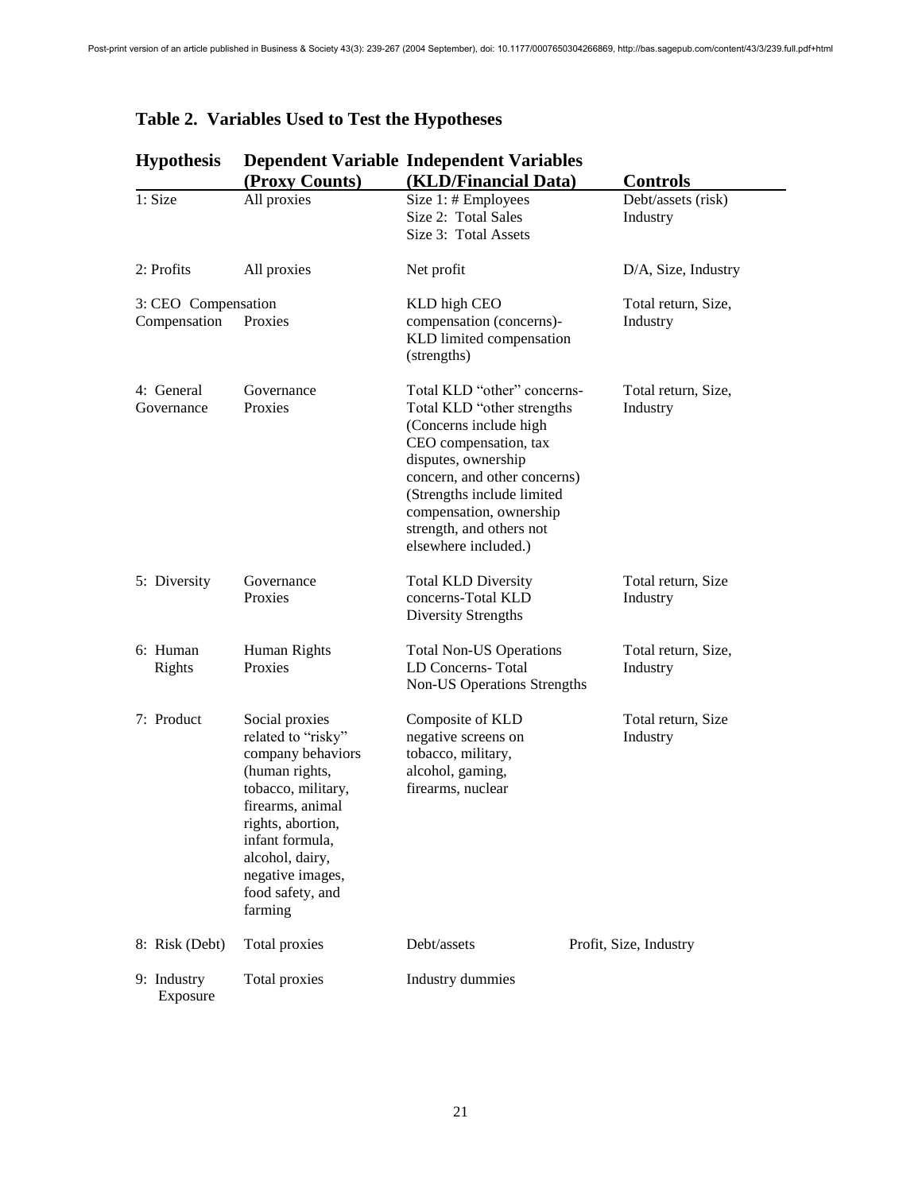## Table 2. Variables Used to Test the Hypotheses

| Hypothesis | Dependent Variable (Proxy Counts) | Independent Variables (KLD/Financial Data) | Controls |
|---|---|---|---|
| 1: Size | All proxies | Size 1: # Employees<br>Size 2: Total Sales<br>Size 3: Total Assets | Debt/assets (risk)<br>Industry |
| 2: Profits | All proxies | Net profit | D/A, Size, Industry |
| 3: CEO Compensation | Compensation Proxies | KLD high CEO compensation (concerns)- KLD limited compensation (strengths) | Total return, Size, Industry |
| 4: General Governance | Governance Proxies | Total KLD "other" concerns- Total KLD "other strengths (Concerns include high CEO compensation, tax disputes, ownership concern, and other concerns) (Strengths include limited compensation, ownership strength, and others not elsewhere included.) | Total return, Size, Industry |
| 5: Diversity | Governance Proxies | Total KLD Diversity concerns-Total KLD Diversity Strengths | Total return, Size Industry |
| 6: Human Rights | Human Rights Proxies | Total Non-US Operations LD Concerns- Total Non-US Operations Strengths | Total return, Size, Industry |
| 7: Product | Social proxies related to "risky" company behaviors (human rights, tobacco, military, firearms, animal rights, abortion, infant formula, alcohol, dairy, negative images, food safety, and farming | Composite of KLD negative screens on tobacco, military, alcohol, gaming, firearms, nuclear | Total return, Size Industry |
| 8: Risk (Debt) | Total proxies | Debt/assets | Profit, Size, Industry |
| 9: Industry Exposure | Total proxies | Industry dummies | |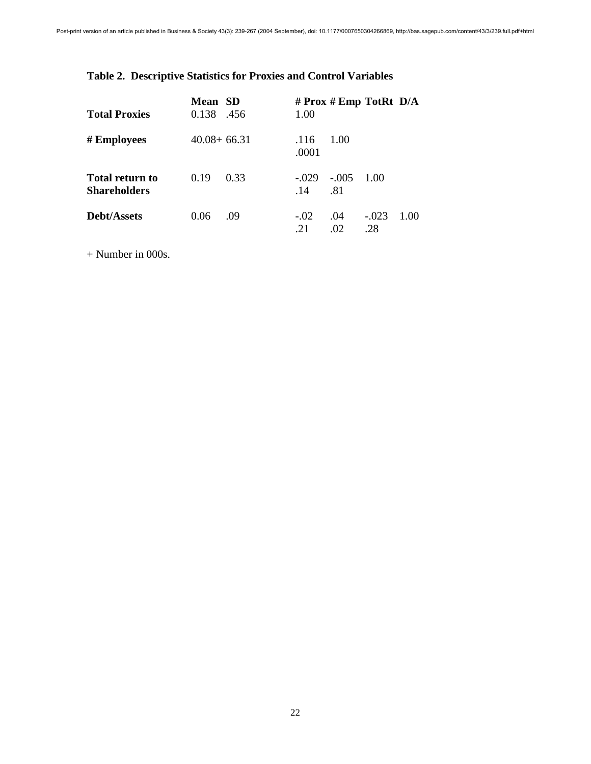**Table 2. Descriptive Statistics for Proxies and Control Variables**

| | Mean | SD | # Prox | # Emp | TotRt | D/A |
|---|---|---|---|---|---|---|
| **Total Proxies** | 0.138 | .456 | 1.00 | | | |
| **# Employees** | 40.08+ | 66.31 | .116<br>.0001 | 1.00 | | |
| **Total return to Shareholders** | 0.19 | 0.33 | -.029<br>.14 | -.005<br>.81 | 1.00 | |
| **Debt/Assets** | 0.06 | .09 | -.02<br>.21 | .04<br>.02 | -.023<br>.28 | 1.00 |

+ Number in 000s.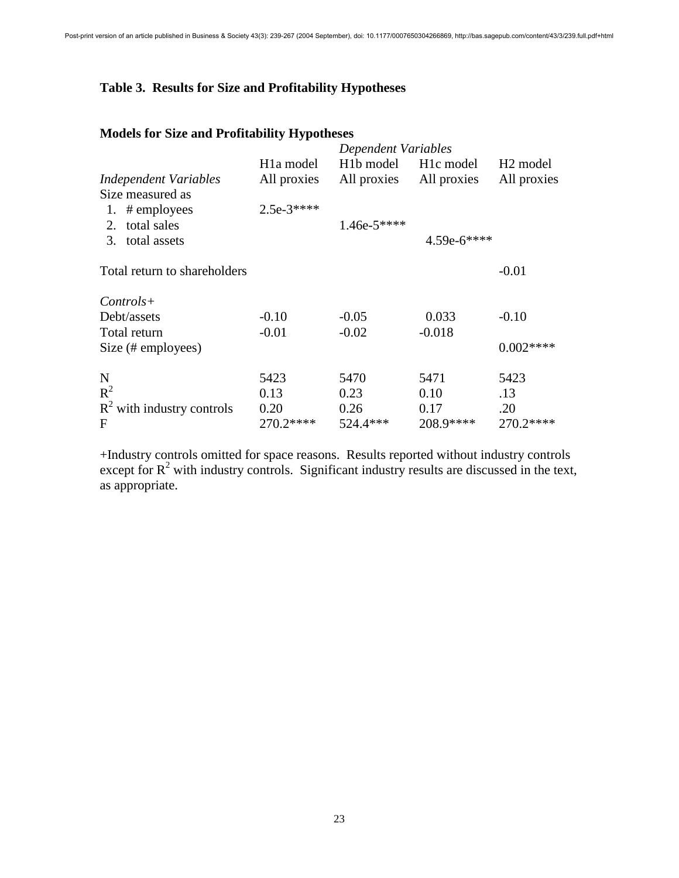### Table 3. Results for Size and Profitability Hypotheses

**Models for Size and Profitability Hypotheses**

| | *Dependent Variables* | | | |
|---|---|---|---|---|
| | H1a model | H1b model | H1c model | H2 model |
| *Independent Variables* | All proxies | All proxies | All proxies | All proxies |
| Size measured as | | | | |
| 1. # employees | 2.5e-3**** | | | |
| 2. total sales | | 1.46e-5**** | | |
| 3. total assets | | | 4.59e-6**** | |
| Total return to shareholders | | | | -0.01 |
| *Controls+* | | | | |
| Debt/assets | -0.10 | -0.05 | 0.033 | -0.10 |
| Total return | -0.01 | -0.02 | -0.018 | |
| Size (# employees) | | | | 0.002**** |
| N | 5423 | 5470 | 5471 | 5423 |
| $R^2$ | 0.13 | 0.23 | 0.10 | .13 |
| $R^2$ with industry controls | 0.20 | 0.26 | 0.17 | .20 |
| F | 270.2**** | 524.4*** | 208.9**** | 270.2**** |

+Industry controls omitted for space reasons. Results reported without industry controls except for $R^2$ with industry controls. Significant industry results are discussed in the text, as appropriate.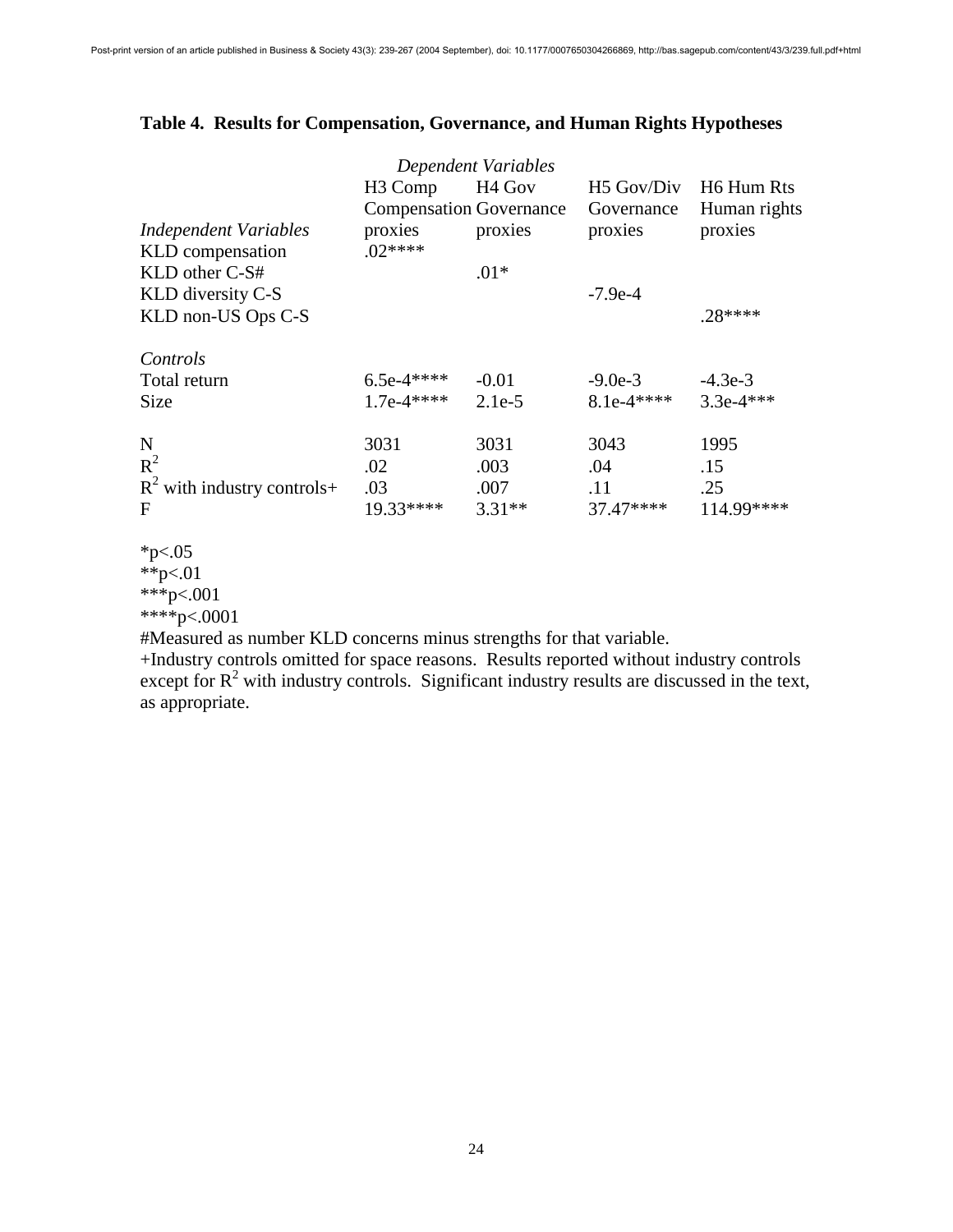### Table 4. Results for Compensation, Governance, and Human Rights Hypotheses

| | *Dependent Variables* | | | |
|---|---|---|---|---|
| | H3 Comp | H4 Gov | H5 Gov/Div | H6 Hum Rts |
| | Compensation | Governance | Governance | Human rights |
| *Independent Variables* | proxies | proxies | proxies | proxies |
| KLD compensation | .02**** | | | |
| KLD other C-S# | | .01* | | |
| KLD diversity C-S | | | -7.9e-4 | |
| KLD non-US Ops C-S | | | | .28**** |
| *Controls* | | | | |
| Total return | 6.5e-4**** | -0.01 | -9.0e-3 | -4.3e-3 |
| Size | 1.7e-4**** | 2.1e-5 | 8.1e-4**** | 3.3e-4*** |
| N | 3031 | 3031 | 3043 | 1995 |
| $R^2$ | .02 | .003 | .04 | .15 |
| $R^2$ with industry controls+ | .03 | .007 | .11 | .25 |
| F | 19.33**** | 3.31** | 37.47**** | 114.99**** |

*p<.05
**p<.01
***p<.001
****p<.0001
#Measured as number KLD concerns minus strengths for that variable.
+Industry controls omitted for space reasons. Results reported without industry controls except for $R^2$ with industry controls. Significant industry results are discussed in the text, as appropriate.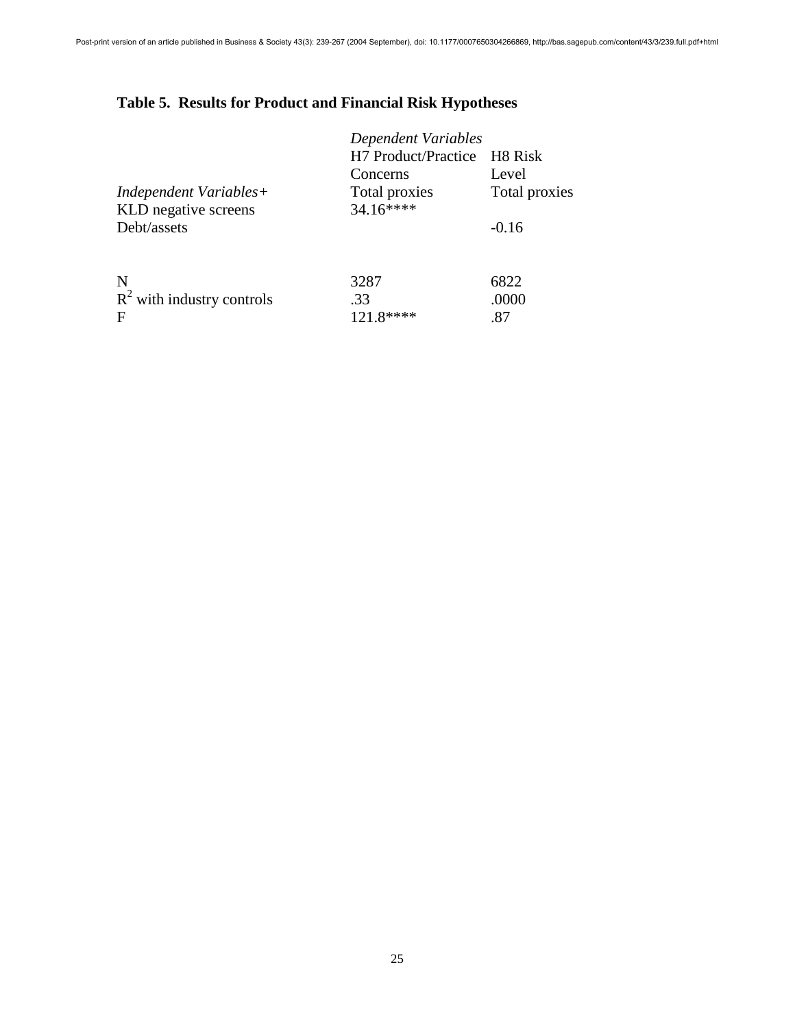## Table 5. Results for Product and Financial Risk Hypotheses

| | *Dependent Variables* | |
|---|---|---|
| | H7 Product/Practice Concerns | H8 Risk Level |
| *Independent Variables+* | Total proxies | Total proxies |
| KLD negative screens | 34.16**** | |
| Debt/assets | | -0.16 |
| | | |
| N | 3287 | 6822 |
| $R^2$ with industry controls | .33 | .0000 |
| F | 121.8**** | .87 |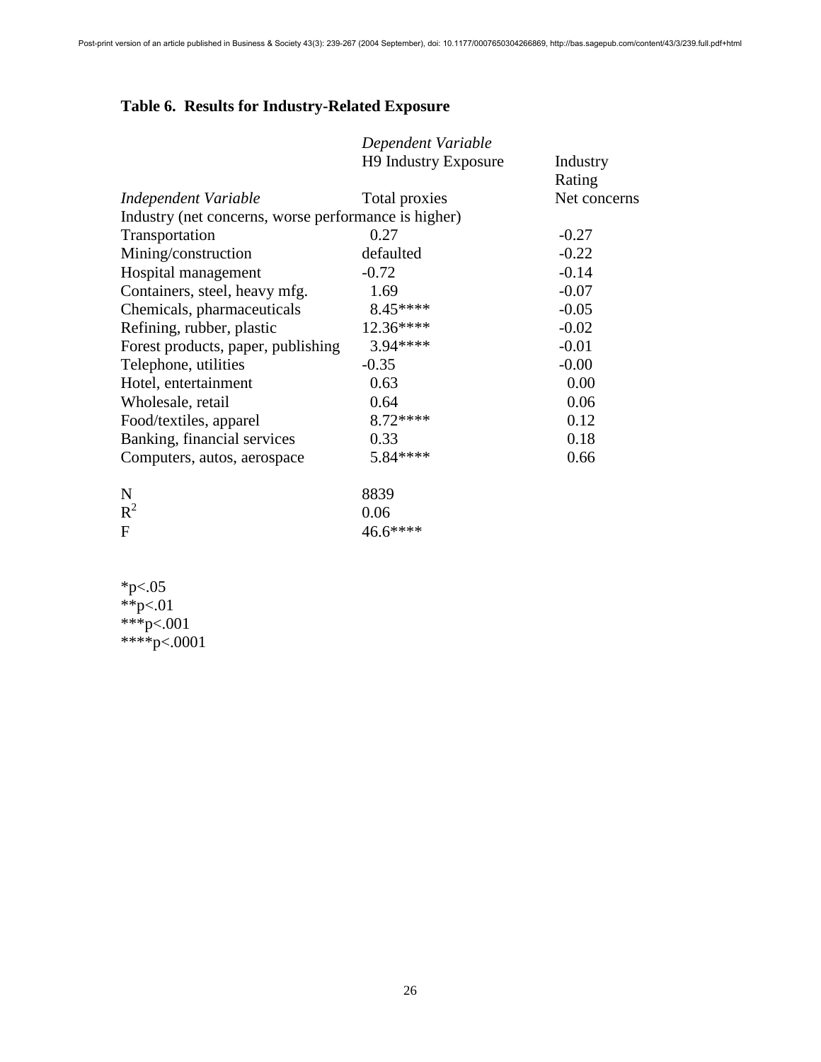### Table 6. Results for Industry-Related Exposure

| | *Dependent Variable* | |
|---|---|---|
| | H9 Industry Exposure | Industry Rating |
| *Independent Variable* | Total proxies | Net concerns |
| Industry (net concerns, worse performance is higher) | | |
| Transportation | 0.27 | -0.27 |
| Mining/construction | defaulted | -0.22 |
| Hospital management | -0.72 | -0.14 |
| Containers, steel, heavy mfg. | 1.69 | -0.07 |
| Chemicals, pharmaceuticals | 8.45**** | -0.05 |
| Refining, rubber, plastic | 12.36**** | -0.02 |
| Forest products, paper, publishing | 3.94**** | -0.01 |
| Telephone, utilities | -0.35 | -0.00 |
| Hotel, entertainment | 0.63 | 0.00 |
| Wholesale, retail | 0.64 | 0.06 |
| Food/textiles, apparel | 8.72**** | 0.12 |
| Banking, financial services | 0.33 | 0.18 |
| Computers, autos, aerospace | 5.84**** | 0.66 |
| N | 8839 | |
| $R^2$ | 0.06 | |
| F | 46.6**** | |

*p<.05
**p<.01
***p<.001
****p<.0001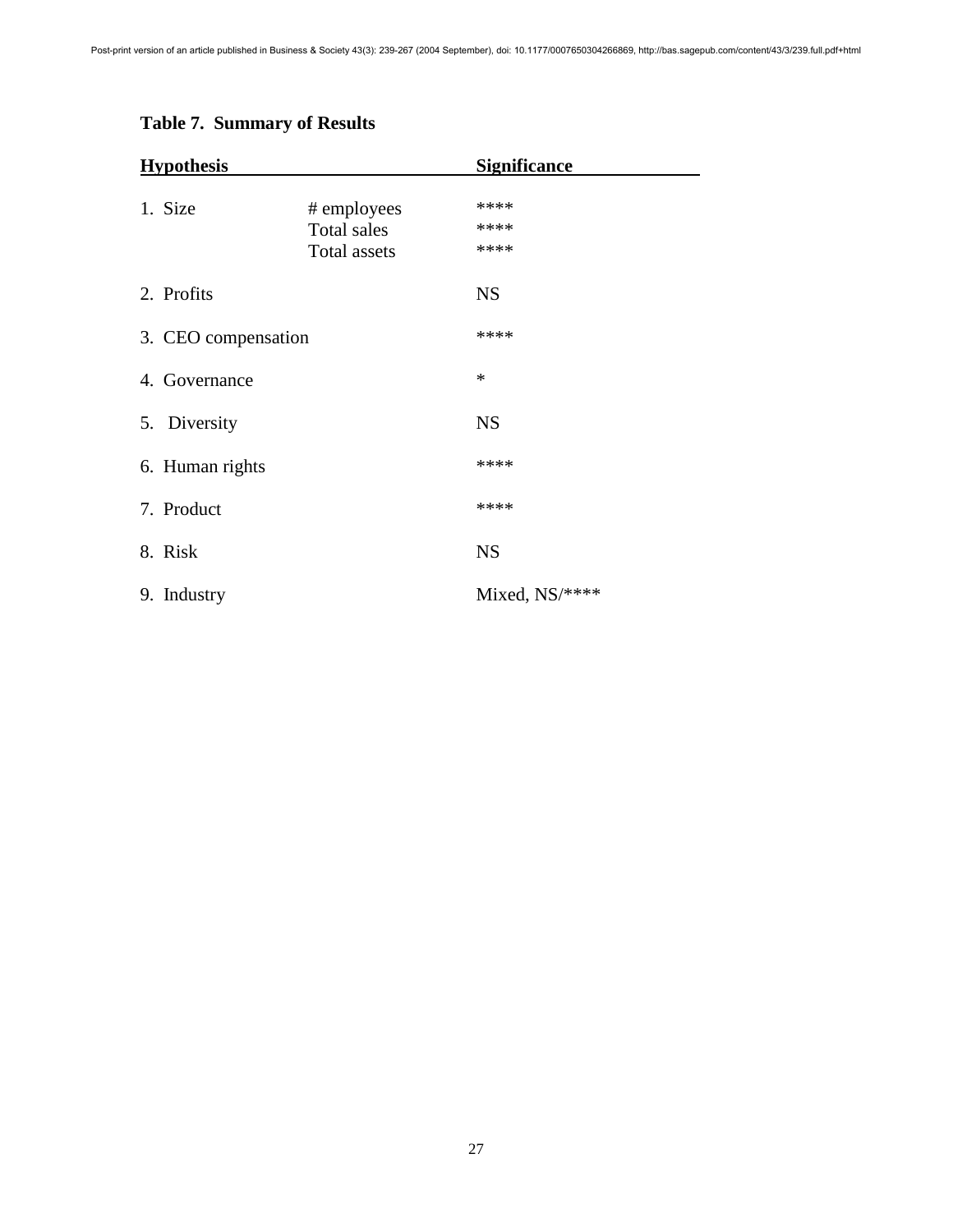**Table 7. Summary of Results**

| Hypothesis | | Significance |
|---|---|---|
| 1. Size | # employees | **** |
| | Total sales | **** |
| | Total assets | **** |
| 2. Profits | | NS |
| 3. CEO compensation | | **** |
| 4. Governance | | * |
| 5. Diversity | | NS |
| 6. Human rights | | **** |
| 7. Product | | **** |
| 8. Risk | | NS |
| 9. Industry | | Mixed, NS/**** |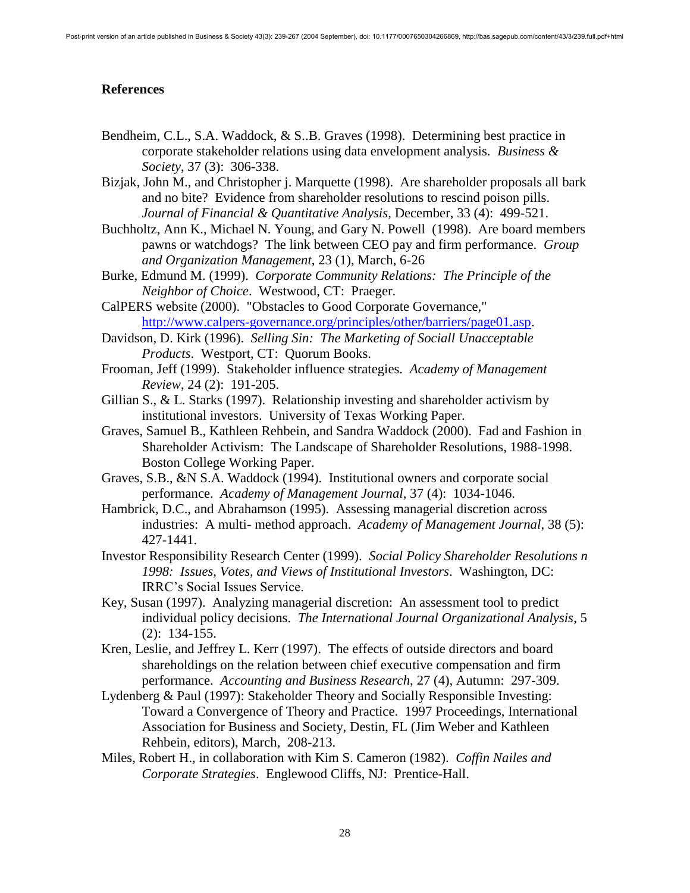## References

Bendheim, C.L., S.A. Waddock, & S..B. Graves (1998). Determining best practice in corporate stakeholder relations using data envelopment analysis. *Business & Society*, 37 (3): 306-338.

Bizjak, John M., and Christopher j. Marquette (1998). Are shareholder proposals all bark and no bite? Evidence from shareholder resolutions to rescind poison pills. *Journal of Financial & Quantitative Analysis*, December, 33 (4): 499-521.

Buchholtz, Ann K., Michael N. Young, and Gary N. Powell (1998). Are board members pawns or watchdogs? The link between CEO pay and firm performance. *Group and Organization Management*, 23 (1), March, 6-26

Burke, Edmund M. (1999). *Corporate Community Relations: The Principle of the Neighbor of Choice*. Westwood, CT: Praeger.

CalPERS website (2000). "Obstacles to Good Corporate Governance," http://www.calpers-governance.org/principles/other/barriers/page01.asp.

Davidson, D. Kirk (1996). *Selling Sin: The Marketing of Sociall Unacceptable Products*. Westport, CT: Quorum Books.

Frooman, Jeff (1999). Stakeholder influence strategies. *Academy of Management Review*, 24 (2): 191-205.

Gillian S., & L. Starks (1997). Relationship investing and shareholder activism by institutional investors. University of Texas Working Paper.

Graves, Samuel B., Kathleen Rehbein, and Sandra Waddock (2000). Fad and Fashion in Shareholder Activism: The Landscape of Shareholder Resolutions, 1988-1998. Boston College Working Paper.

Graves, S.B., &N S.A. Waddock (1994). Institutional owners and corporate social performance. *Academy of Management Journal*, 37 (4): 1034-1046.

Hambrick, D.C., and Abrahamson (1995). Assessing managerial discretion across industries: A multi- method approach. *Academy of Management Journal*, 38 (5): 427-1441.

Investor Responsibility Research Center (1999). *Social Policy Shareholder Resolutions n 1998: Issues, Votes, and Views of Institutional Investors*. Washington, DC: IRRC's Social Issues Service.

Key, Susan (1997). Analyzing managerial discretion: An assessment tool to predict individual policy decisions. *The International Journal Organizational Analysis*, 5 (2): 134-155.

Kren, Leslie, and Jeffrey L. Kerr (1997). The effects of outside directors and board shareholdings on the relation between chief executive compensation and firm performance. *Accounting and Business Research*, 27 (4), Autumn: 297-309.

Lydenberg & Paul (1997): Stakeholder Theory and Socially Responsible Investing: Toward a Convergence of Theory and Practice. 1997 Proceedings, International Association for Business and Society, Destin, FL (Jim Weber and Kathleen Rehbein, editors), March, 208-213.

Miles, Robert H., in collaboration with Kim S. Cameron (1982). *Coffin Nailes and Corporate Strategies*. Englewood Cliffs, NJ: Prentice-Hall.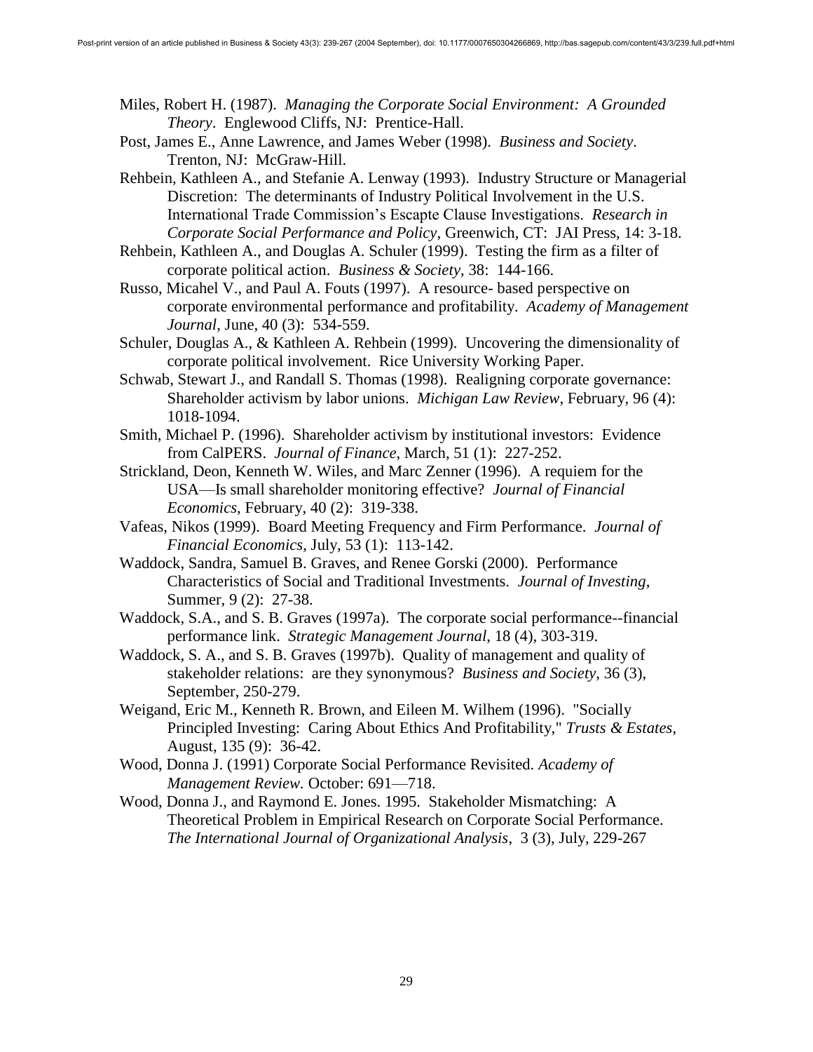Miles, Robert H. (1987). *Managing the Corporate Social Environment: A Grounded Theory*. Englewood Cliffs, NJ: Prentice-Hall.

Post, James E., Anne Lawrence, and James Weber (1998). *Business and Society*. Trenton, NJ: McGraw-Hill.

Rehbein, Kathleen A., and Stefanie A. Lenway (1993). Industry Structure or Managerial Discretion: The determinants of Industry Political Involvement in the U.S. International Trade Commission's Escapte Clause Investigations. *Research in Corporate Social Performance and Policy*, Greenwich, CT: JAI Press, 14: 3-18.

Rehbein, Kathleen A., and Douglas A. Schuler (1999). Testing the firm as a filter of corporate political action. *Business & Society*, 38: 144-166.

Russo, Micahel V., and Paul A. Fouts (1997). A resource- based perspective on corporate environmental performance and profitability. *Academy of Management Journal*, June, 40 (3): 534-559.

Schuler, Douglas A., & Kathleen A. Rehbein (1999). Uncovering the dimensionality of corporate political involvement. Rice University Working Paper.

Schwab, Stewart J., and Randall S. Thomas (1998). Realigning corporate governance: Shareholder activism by labor unions. *Michigan Law Review*, February, 96 (4): 1018-1094.

Smith, Michael P. (1996). Shareholder activism by institutional investors: Evidence from CalPERS. *Journal of Finance*, March, 51 (1): 227-252.

Strickland, Deon, Kenneth W. Wiles, and Marc Zenner (1996). A requiem for the USA—Is small shareholder monitoring effective? *Journal of Financial Economics*, February, 40 (2): 319-338.

Vafeas, Nikos (1999). Board Meeting Frequency and Firm Performance. *Journal of Financial Economics*, July, 53 (1): 113-142.

Waddock, Sandra, Samuel B. Graves, and Renee Gorski (2000). Performance Characteristics of Social and Traditional Investments. *Journal of Investing*, Summer, 9 (2): 27-38.

Waddock, S.A., and S. B. Graves (1997a). The corporate social performance--financial performance link. *Strategic Management Journal*, 18 (4), 303-319.

Waddock, S. A., and S. B. Graves (1997b). Quality of management and quality of stakeholder relations: are they synonymous? *Business and Society*, 36 (3), September, 250-279.

Weigand, Eric M., Kenneth R. Brown, and Eileen M. Wilhem (1996). "Socially Principled Investing: Caring About Ethics And Profitability," *Trusts & Estates*, August, 135 (9): 36-42.

Wood, Donna J. (1991) Corporate Social Performance Revisited. *Academy of Management Review.* October: 691—718.

Wood, Donna J., and Raymond E. Jones. 1995. Stakeholder Mismatching: A Theoretical Problem in Empirical Research on Corporate Social Performance. *The International Journal of Organizational Analysis*, 3 (3), July, 229-267